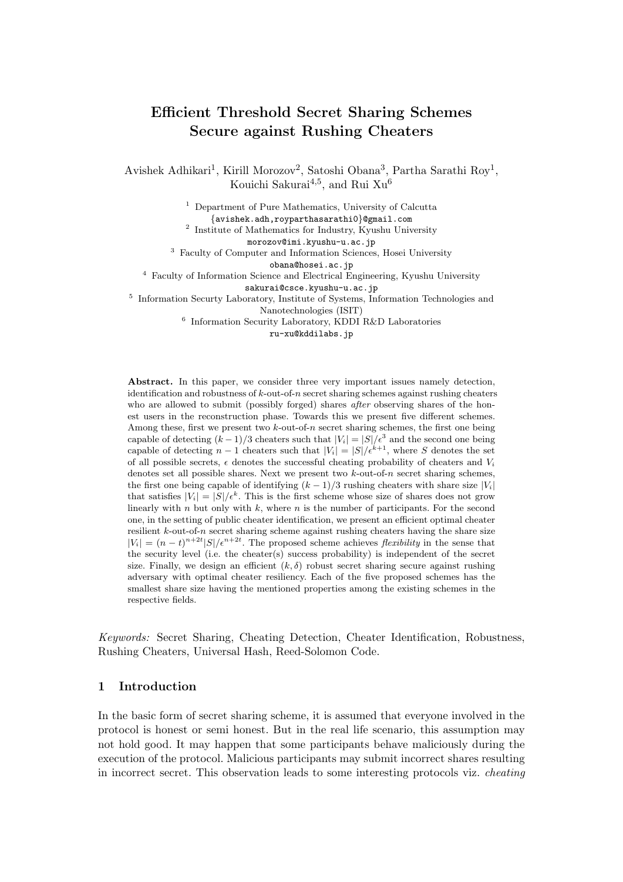# Efficient Threshold Secret Sharing Schemes Secure against Rushing Cheaters

Avishek Adhikari[1], Kirill Morozov[2], Satoshi Obana[3], Partha Sarathi Roy[1], Kouichi Sakurai[4,5], and Rui Xu[6]

[1] Department of Pure Mathematics, University of Calcutta
{avishek.adh,royparthasarathi0}@gmail.com

[2] Institute of Mathematics for Industry, Kyushu University
morozov@imi.kyushu-u.ac.jp

[3] Faculty of Computer and Information Sciences, Hosei University
obana@hosei.ac.jp

[4] Faculty of Information Science and Electrical Engineering, Kyushu University
sakurai@csce.kyushu-u.ac.jp

[5] Information Securty Laboratory, Institute of Systems, Information Technologies and Nanotechnologies (ISIT)

[6] Information Security Laboratory, KDDI R&D Laboratories
ru-xu@kddilabs.jp

**Abstract.** In this paper, we consider three very important issues namely detection, identification and robustness of $k$-out-of-$n$ secret sharing schemes against rushing cheaters who are allowed to submit (possibly forged) shares *after* observing shares of the honest users in the reconstruction phase. Towards this we present five different schemes. Among these, first we present two $k$-out-of-$n$ secret sharing schemes, the first one being capable of detecting $(k-1)/3$ cheaters such that $|V_i| = |S|/\epsilon^3$ and the second one being capable of detecting $n-1$ cheaters such that $|V_i| = |S|/\epsilon^{k+1}$, where $S$ denotes the set of all possible secrets, $\epsilon$ denotes the successful cheating probability of cheaters and $V_i$ denotes set all possible shares. Next we present two $k$-out-of-$n$ secret sharing schemes, the first one being capable of identifying $(k-1)/3$ rushing cheaters with share size $|V_i|$ that satisfies $|V_i| = |S|/\epsilon^k$. This is the first scheme whose size of shares does not grow linearly with $n$ but only with $k$, where $n$ is the number of participants. For the second one, in the setting of public cheater identification, we present an efficient optimal cheater resilient $k$-out-of-$n$ secret sharing scheme against rushing cheaters having the share size $|V_i| = (n-t)^{n+2t}|S|/\epsilon^{n+2t}$. The proposed scheme achieves *flexibility* in the sense that the security level (i.e. the cheater(s) success probability) is independent of the secret size. Finally, we design an efficient $(k, \delta)$ robust secret sharing secure against rushing adversary with optimal cheater resiliency. Each of the five proposed schemes has the smallest share size having the mentioned properties among the existing schemes in the respective fields.

*Keywords:* Secret Sharing, Cheating Detection, Cheater Identification, Robustness, Rushing Cheaters, Universal Hash, Reed-Solomon Code.

## 1 Introduction

In the basic form of secret sharing scheme, it is assumed that everyone involved in the protocol is honest or semi honest. But in the real life scenario, this assumption may not hold good. It may happen that some participants behave maliciously during the execution of the protocol. Malicious participants may submit incorrect shares resulting in incorrect secret. This observation leads to some interesting protocols viz. *cheating*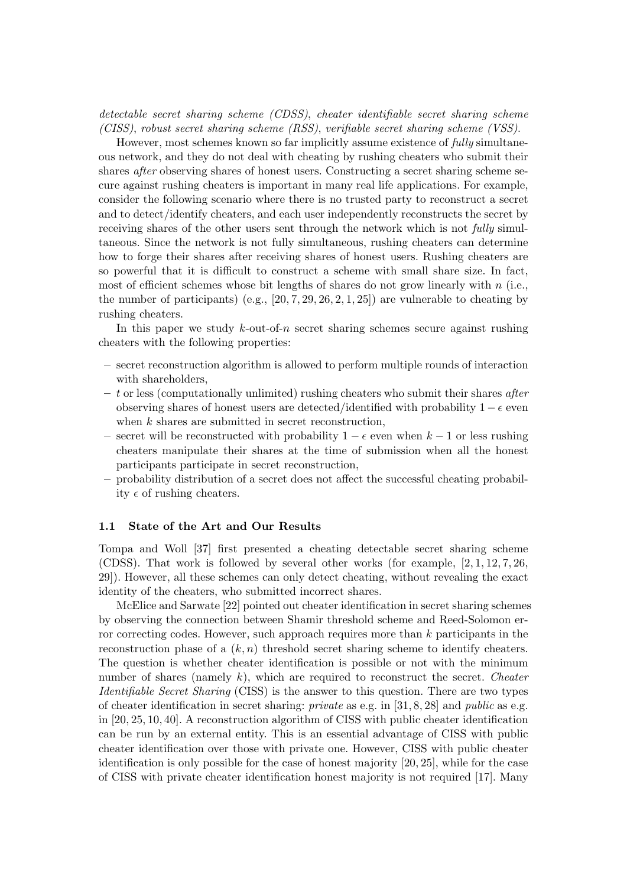*detectable secret sharing scheme (CDSS)*, *cheater identifiable secret sharing scheme (CISS)*, *robust secret sharing scheme (RSS)*, *verifiable secret sharing scheme (VSS)*.

However, most schemes known so far implicitly assume existence of *fully* simultaneous network, and they do not deal with cheating by rushing cheaters who submit their shares *after* observing shares of honest users. Constructing a secret sharing scheme secure against rushing cheaters is important in many real life applications. For example, consider the following scenario where there is no trusted party to reconstruct a secret and to detect/identify cheaters, and each user independently reconstructs the secret by receiving shares of the other users sent through the network which is not *fully* simultaneous. Since the network is not fully simultaneous, rushing cheaters can determine how to forge their shares after receiving shares of honest users. Rushing cheaters are so powerful that it is difficult to construct a scheme with small share size. In fact, most of efficient schemes whose bit lengths of shares do not grow linearly with $n$ (i.e., the number of participants) (e.g., [20, 7, 29, 26, 2, 1, 25]) are vulnerable to cheating by rushing cheaters.

In this paper we study $k$-out-of-$n$ secret sharing schemes secure against rushing cheaters with the following properties:

- secret reconstruction algorithm is allowed to perform multiple rounds of interaction with shareholders,
- $t$ or less (computationally unlimited) rushing cheaters who submit their shares *after* observing shares of honest users are detected/identified with probability $1-\epsilon$ even when $k$ shares are submitted in secret reconstruction,
- secret will be reconstructed with probability $1-\epsilon$ even when $k-1$ or less rushing cheaters manipulate their shares at the time of submission when all the honest participants participate in secret reconstruction,
- probability distribution of a secret does not affect the successful cheating probability $\epsilon$ of rushing cheaters.

### 1.1 State of the Art and Our Results

Tompa and Woll [37] first presented a cheating detectable secret sharing scheme (CDSS). That work is followed by several other works (for example, [2, 1, 12, 7, 26, 29]). However, all these schemes can only detect cheating, without revealing the exact identity of the cheaters, who submitted incorrect shares.

McElice and Sarwate [22] pointed out cheater identification in secret sharing schemes by observing the connection between Shamir threshold scheme and Reed-Solomon error correcting codes. However, such approach requires more than $k$ participants in the reconstruction phase of a $(k, n)$ threshold secret sharing scheme to identify cheaters. The question is whether cheater identification is possible or not with the minimum number of shares (namely $k$), which are required to reconstruct the secret. *Cheater Identifiable Secret Sharing* (CISS) is the answer to this question. There are two types of cheater identification in secret sharing: *private* as e.g. in [31, 8, 28] and *public* as e.g. in [20, 25, 10, 40]. A reconstruction algorithm of CISS with public cheater identification can be run by an external entity. This is an essential advantage of CISS with public cheater identification over those with private one. However, CISS with public cheater identification is only possible for the case of honest majority [20, 25], while for the case of CISS with private cheater identification honest majority is not required [17]. Many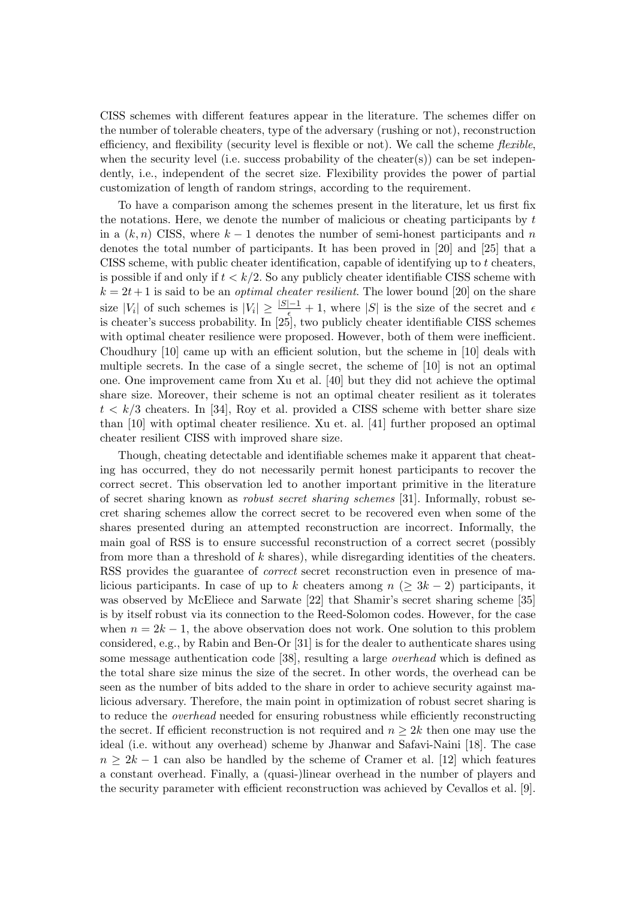CISS schemes with different features appear in the literature. The schemes differ on the number of tolerable cheaters, type of the adversary (rushing or not), reconstruction efficiency, and flexibility (security level is flexible or not). We call the scheme *flexible*, when the security level (i.e. success probability of the cheater(s)) can be set independently, i.e., independent of the secret size. Flexibility provides the power of partial customization of length of random strings, according to the requirement.

To have a comparison among the schemes present in the literature, let us first fix the notations. Here, we denote the number of malicious or cheating participants by $t$ in a $(k, n)$ CISS, where $k-1$ denotes the number of semi-honest participants and $n$ denotes the total number of participants. It has been proved in [20] and [25] that a CISS scheme, with public cheater identification, capable of identifying up to $t$ cheaters, is possible if and only if $t < k/2$. So any publicly cheater identifiable CISS scheme with $k = 2t+1$ is said to be an *optimal cheater resilient*. The lower bound [20] on the share size $|V_i|$ of such schemes is $|V_i| \geq \frac{|S|-1}{\epsilon} + 1$, where $|S|$ is the size of the secret and $\epsilon$ is cheater's success probability. In [25], two publicly cheater identifiable CISS schemes with optimal cheater resilience were proposed. However, both of them were inefficient. Choudhury [10] came up with an efficient solution, but the scheme in [10] deals with multiple secrets. In the case of a single secret, the scheme of [10] is not an optimal one. One improvement came from Xu et al. [40] but they did not achieve the optimal share size. Moreover, their scheme is not an optimal cheater resilient as it tolerates $t < k/3$ cheaters. In [34], Roy et al. provided a CISS scheme with better share size than [10] with optimal cheater resilience. Xu et. al. [41] further proposed an optimal cheater resilient CISS with improved share size.

Though, cheating detectable and identifiable schemes make it apparent that cheating has occurred, they do not necessarily permit honest participants to recover the correct secret. This observation led to another important primitive in the literature of secret sharing known as *robust secret sharing schemes* [31]. Informally, robust secret sharing schemes allow the correct secret to be recovered even when some of the shares presented during an attempted reconstruction are incorrect. Informally, the main goal of RSS is to ensure successful reconstruction of a correct secret (possibly from more than a threshold of $k$ shares), while disregarding identities of the cheaters. RSS provides the guarantee of *correct* secret reconstruction even in presence of malicious participants. In case of up to $k$ cheaters among $n$ ($\geq 3k-2$) participants, it was observed by McEliece and Sarwate [22] that Shamir's secret sharing scheme [35] is by itself robust via its connection to the Reed-Solomon codes. However, for the case when $n = 2k-1$, the above observation does not work. One solution to this problem considered, e.g., by Rabin and Ben-Or [31] is for the dealer to authenticate shares using some message authentication code [38], resulting a large *overhead* which is defined as the total share size minus the size of the secret. In other words, the overhead can be seen as the number of bits added to the share in order to achieve security against malicious adversary. Therefore, the main point in optimization of robust secret sharing is to reduce the *overhead* needed for ensuring robustness while efficiently reconstructing the secret. If efficient reconstruction is not required and $n \geq 2k$ then one may use the ideal (i.e. without any overhead) scheme by Jhanwar and Safavi-Naini [18]. The case $n \geq 2k-1$ can also be handled by the scheme of Cramer et al. [12] which features a constant overhead. Finally, a (quasi-)linear overhead in the number of players and the security parameter with efficient reconstruction was achieved by Cevallos et al. [9].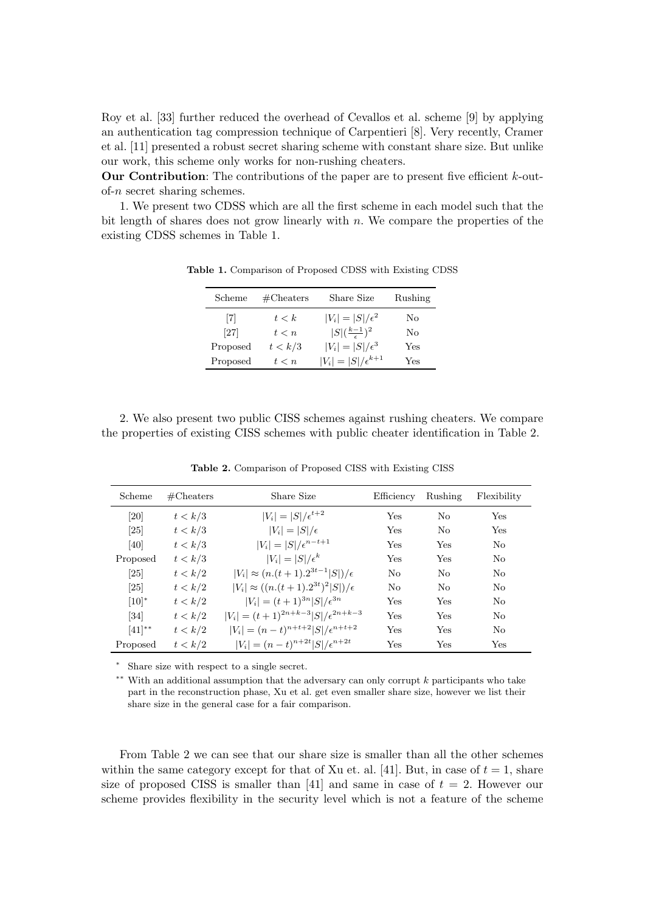Roy et al. [33] further reduced the overhead of Cevallos et al. scheme [9] by applying an authentication tag compression technique of Carpentieri [8]. Very recently, Cramer et al. [11] presented a robust secret sharing scheme with constant share size. But unlike our work, this scheme only works for non-rushing cheaters.

**Our Contribution**: The contributions of the paper are to present five efficient $k$-out-of-$n$ secret sharing schemes.

1. We present two CDSS which are all the first scheme in each model such that the bit length of shares does not grow linearly with $n$. We compare the properties of the existing CDSS schemes in Table 1.

**Table 1.** Comparison of Proposed CDSS with Existing CDSS

| Scheme | #Cheaters | Share Size | Rushing |
|---|---|---|---|
| [7] | $t < k$ | $\lvert V_i\rvert = \lvert S\rvert/\epsilon^2$ | No |
| [27] | $t < n$ | $\lvert S\rvert(\frac{k-1}{\epsilon})^2$ | No |
| Proposed | $t < k/3$ | $\lvert V_i\rvert = \lvert S\rvert/\epsilon^3$ | Yes |
| Proposed | $t < n$ | $\lvert V_i\rvert = \lvert S\rvert/\epsilon^{k+1}$ | Yes |

2. We also present two public CISS schemes against rushing cheaters. We compare the properties of existing CISS schemes with public cheater identification in Table 2.

**Table 2.** Comparison of Proposed CISS with Existing CISS

| Scheme | #Cheaters | Share Size | Efficiency | Rushing | Flexibility |
|---|---|---|---|---|---|
| [20] | $t < k/3$ | $\lvert V_i\rvert = \lvert S\rvert/\epsilon^{t+2}$ | Yes | No | Yes |
| [25] | $t < k/3$ | $\lvert V_i\rvert = \lvert S\rvert/\epsilon$ | Yes | No | Yes |
| [40] | $t < k/3$ | $\lvert V_i\rvert = \lvert S\rvert/\epsilon^{n-t+1}$ | Yes | Yes | No |
| Proposed | $t < k/3$ | $\lvert V_i\rvert = \lvert S\rvert/\epsilon^{k}$ | Yes | Yes | No |
| [25] | $t < k/2$ | $\lvert V_i\rvert \approx (n.(t+1).2^{3t-1}\lvert S\rvert)/\epsilon$ | No | No | No |
| [25] | $t < k/2$ | $\lvert V_i\rvert \approx ((n.(t+1).2^{3t})^2\lvert S\rvert)/\epsilon$ | No | No | No |
| [10]* | $t < k/2$ | $\lvert V_i\rvert = (t+1)^{3n}\lvert S\rvert/\epsilon^{3n}$ | Yes | Yes | No |
| [34] | $t < k/2$ | $\lvert V_i\rvert = (t+1)^{2n+k-3}\lvert S\rvert/\epsilon^{2n+k-3}$ | Yes | Yes | No |
| [41]** | $t < k/2$ | $\lvert V_i\rvert = (n-t)^{n+t+2}\lvert S\rvert/\epsilon^{n+t+2}$ | Yes | Yes | No |
| Proposed | $t < k/2$ | $\lvert V_i\rvert = (n-t)^{n+2t}\lvert S\rvert/\epsilon^{n+2t}$ | Yes | Yes | Yes |

\* Share size with respect to a single secret.

\*\* With an additional assumption that the adversary can only corrupt $k$ participants who take part in the reconstruction phase, Xu et al. get even smaller share size, however we list their share size in the general case for a fair comparison.

From Table 2 we can see that our share size is smaller than all the other schemes within the same category except for that of Xu et. al. [41]. But, in case of $t = 1$, share size of proposed CISS is smaller than [41] and same in case of $t = 2$. However our scheme provides flexibility in the security level which is not a feature of the scheme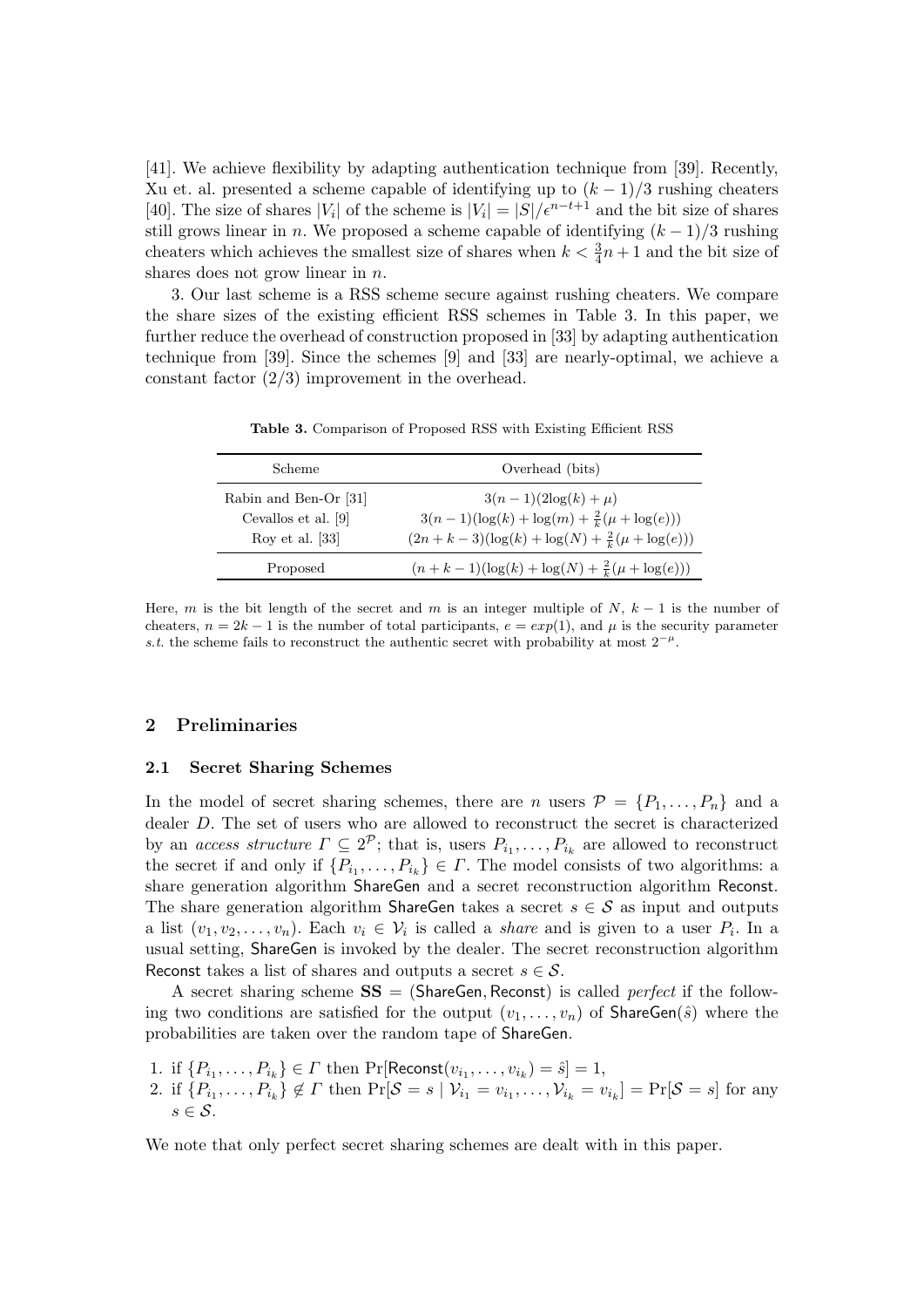[41]. We achieve flexibility by adapting authentication technique from [39]. Recently, Xu et. al. presented a scheme capable of identifying up to $(k-1)/3$ rushing cheaters [40]. The size of shares $|V_i|$ of the scheme is $|V_i| = |S|/\epsilon^{n-t+1}$ and the bit size of shares still grows linear in $n$. We proposed a scheme capable of identifying $(k-1)/3$ rushing cheaters which achieves the smallest size of shares when $k < \frac{3}{4}n + 1$ and the bit size of shares does not grow linear in $n$.

3. Our last scheme is a RSS scheme secure against rushing cheaters. We compare the share sizes of the existing efficient RSS schemes in Table 3. In this paper, we further reduce the overhead of construction proposed in [33] by adapting authentication technique from [39]. Since the schemes [9] and [33] are nearly-optimal, we achieve a constant factor (2/3) improvement in the overhead.

**Table 3.** Comparison of Proposed RSS with Existing Efficient RSS

| Scheme | Overhead (bits) |
|---|---|
| Rabin and Ben-Or [31] | $3(n-1)(2\log(k) + \mu)$ |
| Cevallos et al. [9] | $3(n-1)(\log(k) + \log(m) + \frac{2}{k}(\mu + \log(e)))$ |
| Roy et al. [33] | $(2n+k-3)(\log(k) + \log(N) + \frac{2}{k}(\mu + \log(e)))$ |
| Proposed | $(n+k-1)(\log(k) + \log(N) + \frac{2}{k}(\mu + \log(e)))$ |

Here, $m$ is the bit length of the secret and $m$ is an integer multiple of $N$, $k-1$ is the number of cheaters, $n = 2k-1$ is the number of total participants, $e = exp(1)$, and $\mu$ is the security parameter *s.t.* the scheme fails to reconstruct the authentic secret with probability at most $2^{-\mu}$.

## 2 Preliminaries

### 2.1 Secret Sharing Schemes

In the model of secret sharing schemes, there are $n$ users $\mathcal{P} = \{P_1, \ldots, P_n\}$ and a dealer $D$. The set of users who are allowed to reconstruct the secret is characterized by an *access structure* $\Gamma \subseteq 2^{\mathcal{P}}$; that is, users $P_{i_1}, \ldots, P_{i_k}$ are allowed to reconstruct the secret if and only if $\{P_{i_1}, \ldots, P_{i_k}\} \in \Gamma$. The model consists of two algorithms: a share generation algorithm ShareGen and a secret reconstruction algorithm Reconst. The share generation algorithm ShareGen takes a secret $s \in \mathcal{S}$ as input and outputs a list $(v_1, v_2, \ldots, v_n)$. Each $v_i \in \mathcal{V}_i$ is called a *share* and is given to a user $P_i$. In a usual setting, ShareGen is invoked by the dealer. The secret reconstruction algorithm Reconst takes a list of shares and outputs a secret $s \in \mathcal{S}$.

A secret sharing scheme $\mathbf{SS} = (\mathsf{ShareGen}, \mathsf{Reconst})$ is called *perfect* if the following two conditions are satisfied for the output $(v_1, \ldots, v_n)$ of $\mathsf{ShareGen}(\hat{s})$ where the probabilities are taken over the random tape of ShareGen.

1. if $\{P_{i_1}, \ldots, P_{i_k}\} \in \Gamma$ then $\Pr[\mathsf{Reconst}(v_{i_1}, \ldots, v_{i_k}) = \hat{s}] = 1$,
2. if $\{P_{i_1}, \ldots, P_{i_k}\} \notin \Gamma$ then $\Pr[\mathcal{S} = s \mid \mathcal{V}_{i_1} = v_{i_1}, \ldots, \mathcal{V}_{i_k} = v_{i_k}] = \Pr[\mathcal{S} = s]$ for any $s \in \mathcal{S}$.

We note that only perfect secret sharing schemes are dealt with in this paper.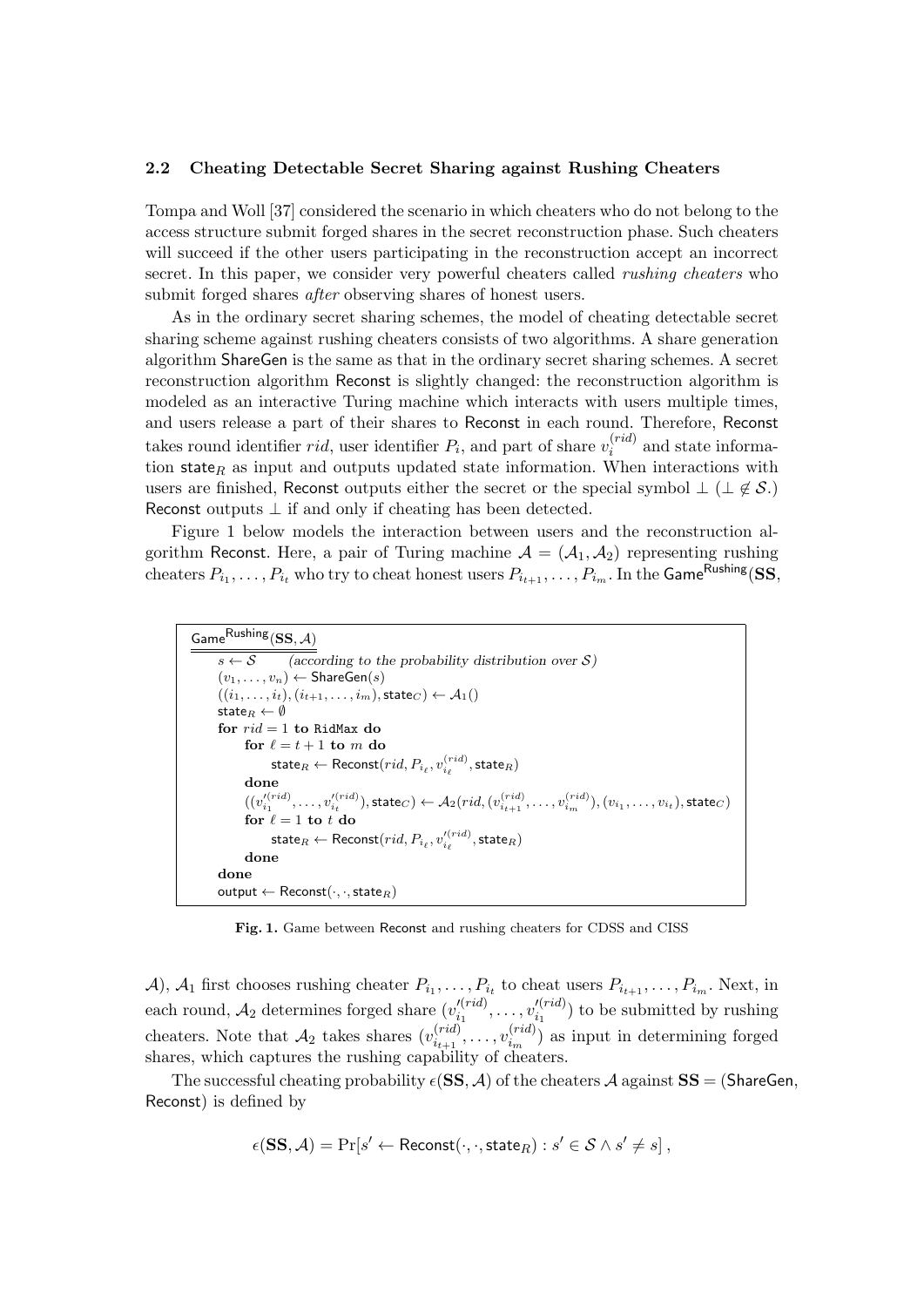### 2.2 Cheating Detectable Secret Sharing against Rushing Cheaters

Tompa and Woll [37] considered the scenario in which cheaters who do not belong to the access structure submit forged shares in the secret reconstruction phase. Such cheaters will succeed if the other users participating in the reconstruction accept an incorrect secret. In this paper, we consider very powerful cheaters called *rushing cheaters* who submit forged shares *after* observing shares of honest users.

As in the ordinary secret sharing schemes, the model of cheating detectable secret sharing scheme against rushing cheaters consists of two algorithms. A share generation algorithm ShareGen is the same as that in the ordinary secret sharing schemes. A secret reconstruction algorithm Reconst is slightly changed: the reconstruction algorithm is modeled as an interactive Turing machine which interacts with users multiple times, and users release a part of their shares to Reconst in each round. Therefore, Reconst takes round identifier $rid$, user identifier $P_i$, and part of share $v_i^{(rid)}$ and state information $\mathsf{state}_R$ as input and outputs updated state information. When interactions with users are finished, Reconst outputs either the secret or the special symbol $\perp$ ($\perp \notin \mathcal{S}$.) Reconst outputs $\perp$ if and only if cheating has been detected.

Figure 1 below models the interaction between users and the reconstruction algorithm Reconst. Here, a pair of Turing machine $\mathcal{A} = (\mathcal{A}_1, \mathcal{A}_2)$ representing rushing cheaters $P_{i_1}, \ldots, P_{i_t}$ who try to cheat honest users $P_{i_{t+1}}, \ldots, P_{i_m}$. In the $\mathsf{Game}^{\mathsf{Rushing}}(\mathbf{SS}, \mathcal{A})$, $\mathcal{A}_1$ first chooses rushing cheater $P_{i_1}, \ldots, P_{i_t}$ to cheat users $P_{i_{t+1}}, \ldots, P_{i_m}$. Next, in each round, $\mathcal{A}_2$ determines forged share $(v_{i_1}'^{(rid)}, \ldots, v_{i_1}'^{(rid)})$ to be submitted by rushing cheaters. Note that $\mathcal{A}_2$ takes shares $(v_{i_{t+1}}^{(rid)}, \ldots, v_{i_m}^{(rid)})$ as input in determining forged shares, which captures the rushing capability of cheaters.

```
Game^Rushing(SS, A)
  s ← S      (according to the probability distribution over S)
  (v_1, ..., v_n) ← ShareGen(s)
  ((i_1, ..., i_t), (i_{t+1}, ..., i_m), state_C) ← A_1()
  state_R ← ∅
  for rid = 1 to RidMax do
      for ℓ = t + 1 to m do
          state_R ← Reconst(rid, P_{i_ℓ}, v_{i_ℓ}^{(rid)}, state_R)
      done
      ((v'_{i_1}^{(rid)}, ..., v'_{i_t}^{(rid)}), state_C) ← A_2(rid, (v_{i_{t+1}}^{(rid)}, ..., v_{i_m}^{(rid)}), (v_{i_1}, ..., v_{i_t}), state_C)
      for ℓ = 1 to t do
          state_R ← Reconst(rid, P_{i_ℓ}, v'_{i_ℓ}^{(rid)}, state_R)
      done
  done
  output ← Reconst(·, ·, state_R)
```

**Fig. 1.** Game between Reconst and rushing cheaters for CDSS and CISS

The successful cheating probability $\epsilon(\mathbf{SS}, \mathcal{A})$ of the cheaters $\mathcal{A}$ against $\mathbf{SS} = (\mathsf{ShareGen}, \mathsf{Reconst})$ is defined by

$$\epsilon(\mathbf{SS}, \mathcal{A}) = \Pr[s' \leftarrow \mathsf{Reconst}(\cdot, \cdot, \mathsf{state}_R) : s' \in \mathcal{S} \wedge s' \neq s],$$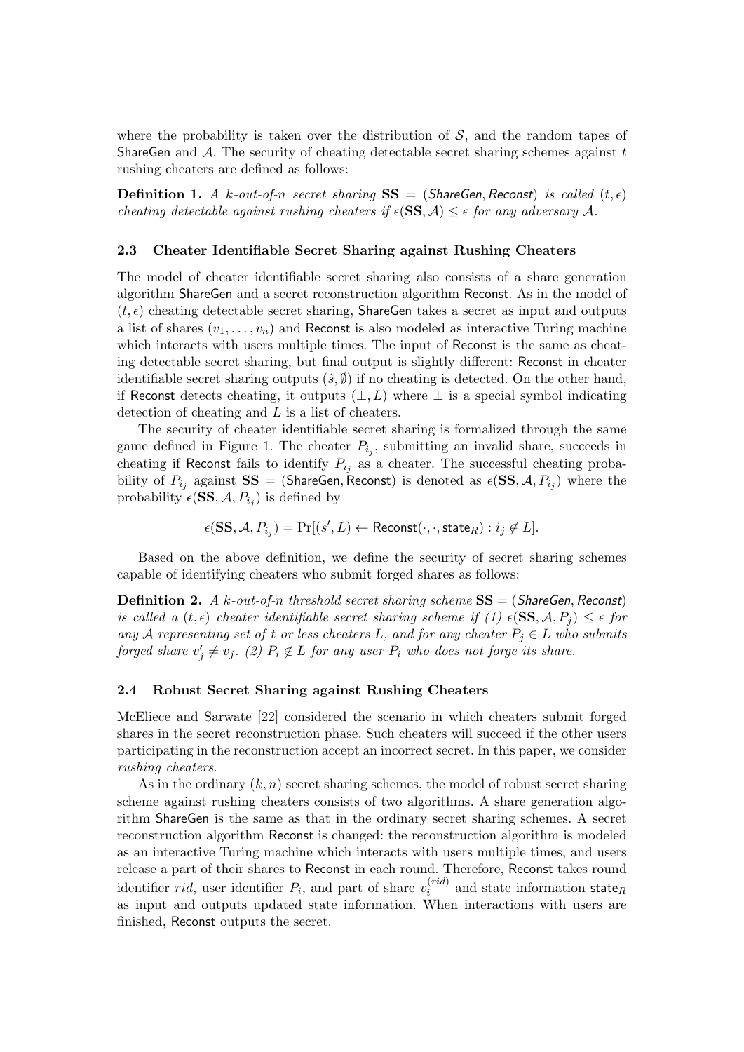where the probability is taken over the distribution of $\mathcal{S}$, and the random tapes of ShareGen and $\mathcal{A}$. The security of cheating detectable secret sharing schemes against $t$ rushing cheaters are defined as follows:

**Definition 1.** *A $k$-out-of-$n$ secret sharing $\mathbf{SS} = (\mathsf{ShareGen}, \mathsf{Reconst})$ is called $(t, \epsilon)$ cheating detectable against rushing cheaters if $\epsilon(\mathbf{SS}, \mathcal{A}) \leq \epsilon$ for any adversary $\mathcal{A}$.*

### 2.3 Cheater Identifiable Secret Sharing against Rushing Cheaters

The model of cheater identifiable secret sharing also consists of a share generation algorithm ShareGen and a secret reconstruction algorithm Reconst. As in the model of $(t, \epsilon)$ cheating detectable secret sharing, ShareGen takes a secret as input and outputs a list of shares $(v_1, \ldots, v_n)$ and Reconst is also modeled as interactive Turing machine which interacts with users multiple times. The input of Reconst is the same as cheating detectable secret sharing, but final output is slightly different: Reconst in cheater identifiable secret sharing outputs $(\hat{s}, \emptyset)$ if no cheating is detected. On the other hand, if Reconst detects cheating, it outputs $(\perp, L)$ where $\perp$ is a special symbol indicating detection of cheating and $L$ is a list of cheaters.

The security of cheater identifiable secret sharing is formalized through the same game defined in Figure 1. The cheater $P_{i_j}$, submitting an invalid share, succeeds in cheating if Reconst fails to identify $P_{i_j}$ as a cheater. The successful cheating probability of $P_{i_j}$ against $\mathbf{SS} = (\mathsf{ShareGen}, \mathsf{Reconst})$ is denoted as $\epsilon(\mathbf{SS}, \mathcal{A}, P_{i_j})$ where the probability $\epsilon(\mathbf{SS}, \mathcal{A}, P_{i_j})$ is defined by

$$\epsilon(\mathbf{SS}, \mathcal{A}, P_{i_j}) = \Pr[(s', L) \leftarrow \mathsf{Reconst}(\cdot, \cdot, \mathsf{state}_R) : i_j \notin L].$$

Based on the above definition, we define the security of secret sharing schemes capable of identifying cheaters who submit forged shares as follows:

**Definition 2.** *A $k$-out-of-$n$ threshold secret sharing scheme $\mathbf{SS} = (\mathsf{ShareGen}, \mathsf{Reconst})$ is called a $(t, \epsilon)$ cheater identifiable secret sharing scheme if (1) $\epsilon(\mathbf{SS}, \mathcal{A}, P_j) \leq \epsilon$ for any $\mathcal{A}$ representing set of $t$ or less cheaters $L$, and for any cheater $P_j \in L$ who submits forged share $v'_j \neq v_j$. (2) $P_i \notin L$ for any user $P_i$ who does not forge its share.*

### 2.4 Robust Secret Sharing against Rushing Cheaters

McEliece and Sarwate [22] considered the scenario in which cheaters submit forged shares in the secret reconstruction phase. Such cheaters will succeed if the other users participating in the reconstruction accept an incorrect secret. In this paper, we consider *rushing cheaters*.

As in the ordinary $(k, n)$ secret sharing schemes, the model of robust secret sharing scheme against rushing cheaters consists of two algorithms. A share generation algorithm ShareGen is the same as that in the ordinary secret sharing schemes. A secret reconstruction algorithm Reconst is changed: the reconstruction algorithm is modeled as an interactive Turing machine which interacts with users multiple times, and users release a part of their shares to Reconst in each round. Therefore, Reconst takes round identifier $rid$, user identifier $P_i$, and part of share $v_i^{(rid)}$ and state information $\mathsf{state}_R$ as input and outputs updated state information. When interactions with users are finished, Reconst outputs the secret.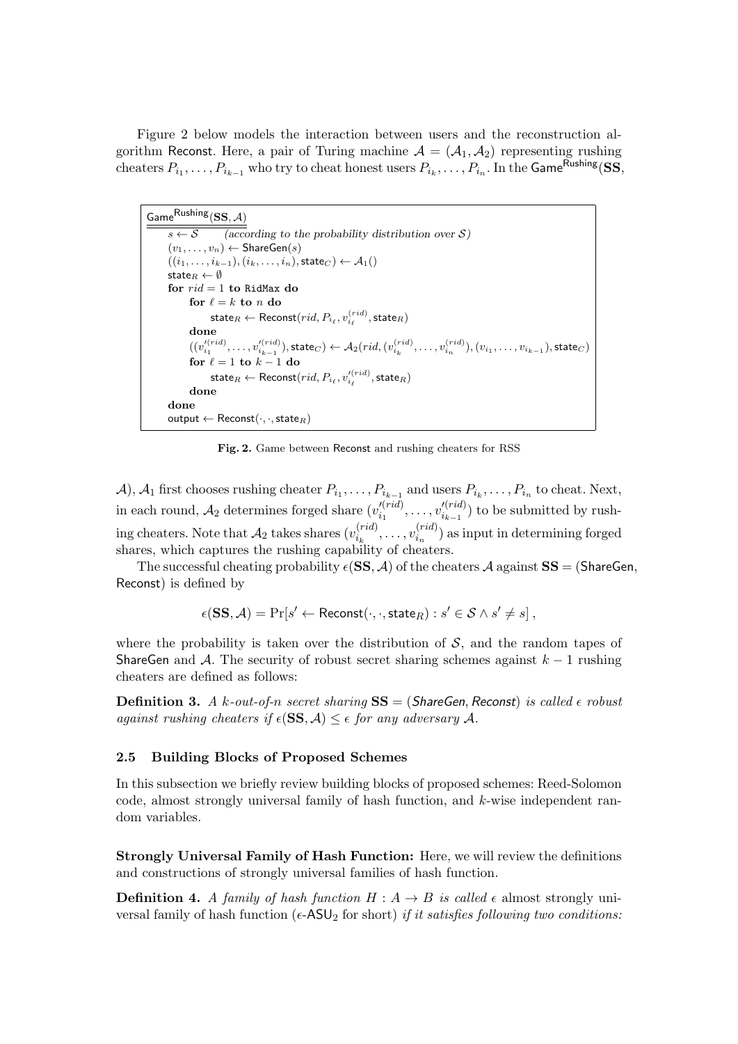Figure 2 below models the interaction between users and the reconstruction algorithm Reconst. Here, a pair of Turing machine $\mathcal{A} = (\mathcal{A}_1, \mathcal{A}_2)$ representing rushing cheaters $P_{i_1}, \ldots, P_{i_{k-1}}$ who try to cheat honest users $P_{i_k}, \ldots, P_{i_n}$. In the $\mathsf{Game}^{\mathsf{Rushing}}(\mathbf{SS},$

```
Game^Rushing(SS, A)
    s ← S        (according to the probability distribution over S)
    (v_1, ..., v_n) ← ShareGen(s)
    ((i_1, ..., i_{k-1}), (i_k, ..., i_n), state_C) ← A_1()
    state_R ← ∅
    for rid = 1 to RidMax do
        for ℓ = k to n do
            state_R ← Reconst(rid, P_{i_ℓ}, v_{i_ℓ}^{(rid)}, state_R)
        done
        ((v'_{i_1}^{(rid)}, ..., v'_{i_{k-1}}^{(rid)}), state_C) ← A_2(rid, (v_{i_k}^{(rid)}, ..., v_{i_n}^{(rid)}), (v_{i_1}, ..., v_{i_{k-1}}), state_C)
        for ℓ = 1 to k − 1 do
            state_R ← Reconst(rid, P_{i_ℓ}, v'_{i_ℓ}^{(rid)}, state_R)
        done
    done
    output ← Reconst(·, ·, state_R)
```

**Fig. 2.** Game between Reconst and rushing cheaters for RSS

$\mathcal{A})$, $\mathcal{A}_1$ first chooses rushing cheater $P_{i_1}, \ldots, P_{i_{k-1}}$ and users $P_{i_k}, \ldots, P_{i_n}$ to cheat. Next, in each round, $\mathcal{A}_2$ determines forged share $(v_{i_1}'^{(rid)}, \ldots, v_{i_{k-1}}'^{(rid)})$ to be submitted by rushing cheaters. Note that $\mathcal{A}_2$ takes shares $(v_{i_k}^{(rid)}, \ldots, v_{i_n}^{(rid)})$ as input in determining forged shares, which captures the rushing capability of cheaters.

The successful cheating probability $\epsilon(\mathbf{SS}, \mathcal{A})$ of the cheaters $\mathcal{A}$ against $\mathbf{SS} = (\mathsf{ShareGen}, \mathsf{Reconst})$ is defined by

$$\epsilon(\mathbf{SS}, \mathcal{A}) = \Pr[s' \leftarrow \mathsf{Reconst}(\cdot, \cdot, \mathsf{state}_R) : s' \in \mathcal{S} \land s' \neq s],$$

where the probability is taken over the distribution of $\mathcal{S}$, and the random tapes of ShareGen and $\mathcal{A}$. The security of robust secret sharing schemes against $k-1$ rushing cheaters are defined as follows:

**Definition 3.** *A $k$-out-of-$n$ secret sharing $\mathbf{SS} = (\mathsf{ShareGen}, \mathsf{Reconst})$ is called $\epsilon$ robust against rushing cheaters if $\epsilon(\mathbf{SS}, \mathcal{A}) \leq \epsilon$ for any adversary $\mathcal{A}$.*

### 2.5 Building Blocks of Proposed Schemes

In this subsection we briefly review building blocks of proposed schemes: Reed-Solomon code, almost strongly universal family of hash function, and $k$-wise independent random variables.

**Strongly Universal Family of Hash Function:** Here, we will review the definitions and constructions of strongly universal families of hash function.

**Definition 4.** *A family of hash function $H : A \to B$ is called* $\epsilon$ almost strongly universal family of hash function ($\epsilon$-$\mathsf{ASU}_2$ for short) *if it satisfies following two conditions:*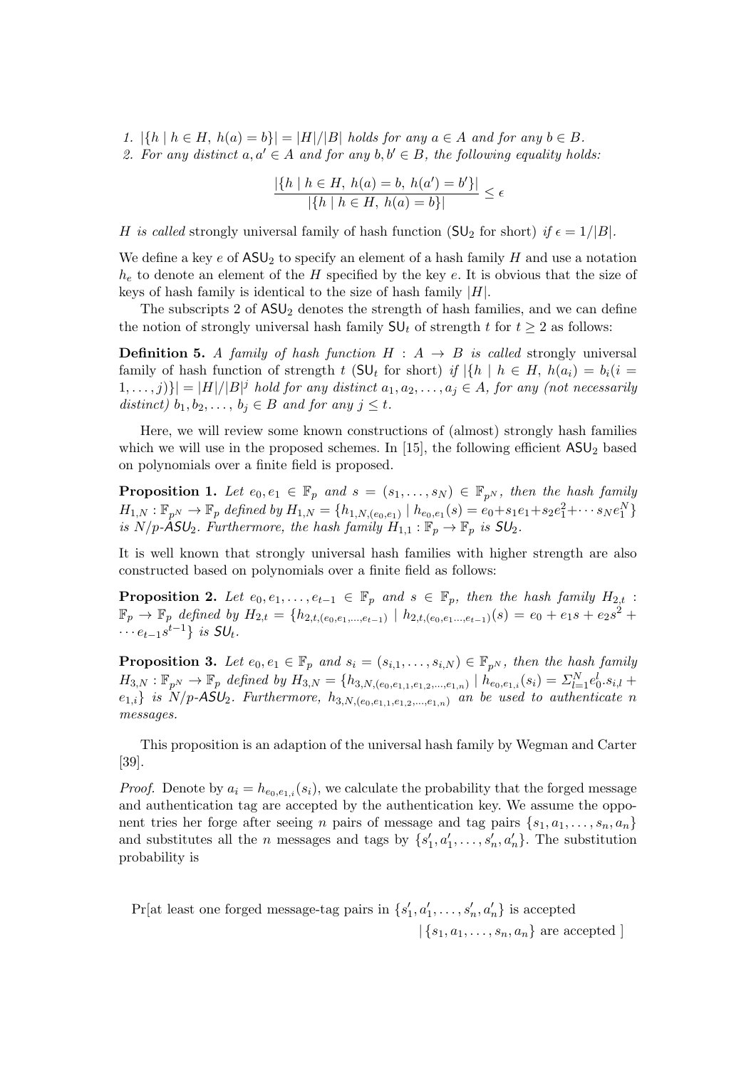1. $|\{h \mid h \in H,\ h(a) = b\}| = |H|/|B|$ *holds for any* $a \in A$ *and for any* $b \in B$.
2. *For any distinct* $a, a' \in A$ *and for any* $b, b' \in B$*, the following equality holds:*

$$\frac{|\{h \mid h \in H,\ h(a) = b,\ h(a') = b'\}|}{|\{h \mid h \in H,\ h(a) = b\}|} \leq \epsilon$$

*H is called* strongly universal family of hash function ($\mathsf{SU}_2$ for short) *if* $\epsilon = 1/|B|$.

We define a key $e$ of $\mathsf{ASU}_2$ to specify an element of a hash family $H$ and use a notation $h_e$ to denote an element of the $H$ specified by the key $e$. It is obvious that the size of keys of hash family is identical to the size of hash family $|H|$.

The subscripts 2 of $\mathsf{ASU}_2$ denotes the strength of hash families, and we can define the notion of strongly universal hash family $\mathsf{SU}_t$ of strength $t$ for $t \geq 2$ as follows:

**Definition 5.** *A family of hash function* $H : A \to B$ *is called* strongly universal family of hash function of strength $t$ ($\mathsf{SU}_t$ for short) *if* $|\{h \mid h \in H,\ h(a_i) = b_i (i = 1, \ldots, j)\}| = |H|/|B|^j$ *hold for any distinct* $a_1, a_2, \ldots, a_j \in A$*, for any (not necessarily distinct)* $b_1, b_2, \ldots, b_j \in B$ *and for any* $j \leq t$.

Here, we will review some known constructions of (almost) strongly hash families which we will use in the proposed schemes. In [15], the following efficient $\mathsf{ASU}_2$ based on polynomials over a finite field is proposed.

**Proposition 1.** *Let* $e_0, e_1 \in \mathbb{F}_p$ *and* $s = (s_1, \ldots, s_N) \in \mathbb{F}_{p^N}$*, then the hash family* $H_{1,N} : \mathbb{F}_{p^N} \to \mathbb{F}_p$ *defined by* $H_{1,N} = \{h_{1,N,(e_0,e_1)} \mid h_{e_0,e_1}(s) = e_0 + s_1 e_1 + s_2 e_1^2 + \cdots s_N e_1^N\}$ *is* $N/p$*-*$\mathsf{ASU}_2$*. Furthermore, the hash family* $H_{1,1} : \mathbb{F}_p \to \mathbb{F}_p$ *is* $\mathsf{SU}_2$.

It is well known that strongly universal hash families with higher strength are also constructed based on polynomials over a finite field as follows:

**Proposition 2.** *Let* $e_0, e_1, \ldots, e_{t-1} \in \mathbb{F}_p$ *and* $s \in \mathbb{F}_p$*, then the hash family* $H_{2,t} : \mathbb{F}_p \to \mathbb{F}_p$ *defined by* $H_{2,t} = \{h_{2,t,(e_0,e_1,\ldots,e_{t-1})} \mid h_{2,t,(e_0,e_1\ldots,e_{t-1})}(s) = e_0 + e_1 s + e_2 s^2 + \cdots e_{t-1} s^{t-1}\}$ *is* $\mathsf{SU}_t$.

**Proposition 3.** *Let* $e_0, e_1 \in \mathbb{F}_p$ *and* $s_i = (s_{i,1}, \ldots, s_{i,N}) \in \mathbb{F}_{p^N}$*, then the hash family* $H_{3,N} : \mathbb{F}_{p^N} \to \mathbb{F}_p$ *defined by* $H_{3,N} = \{h_{3,N,(e_0,e_{1,1},e_{1,2},\ldots,e_{1,n})} \mid h_{e_0,e_{1,i}}(s_i) = \Sigma_{l=1}^N e_0^l . s_{i,l} + e_{1,i}\}$ *is* $N/p$*-*$\mathsf{ASU}_2$*. Furthermore,* $h_{3,N,(e_0,e_{1,1},e_{1,2},\ldots,e_{1,n})}$ *an be used to authenticate* $n$ *messages.*

This proposition is an adaption of the universal hash family by Wegman and Carter [39].

*Proof.* Denote by $a_i = h_{e_0,e_{1,i}}(s_i)$, we calculate the probability that the forged message and authentication tag are accepted by the authentication key. We assume the opponent tries her forge after seeing $n$ pairs of message and tag pairs $\{s_1, a_1, \ldots, s_n, a_n\}$ and substitutes all the $n$ messages and tags by $\{s'_1, a'_1, \ldots, s'_n, a'_n\}$. The substitution probability is

$$\Pr[\text{at least one forged message-tag pairs in } \{s'_1, a'_1, \ldots, s'_n, a'_n\} \text{ is accepted} \mid \{s_1, a_1, \ldots, s_n, a_n\} \text{ are accepted }]$$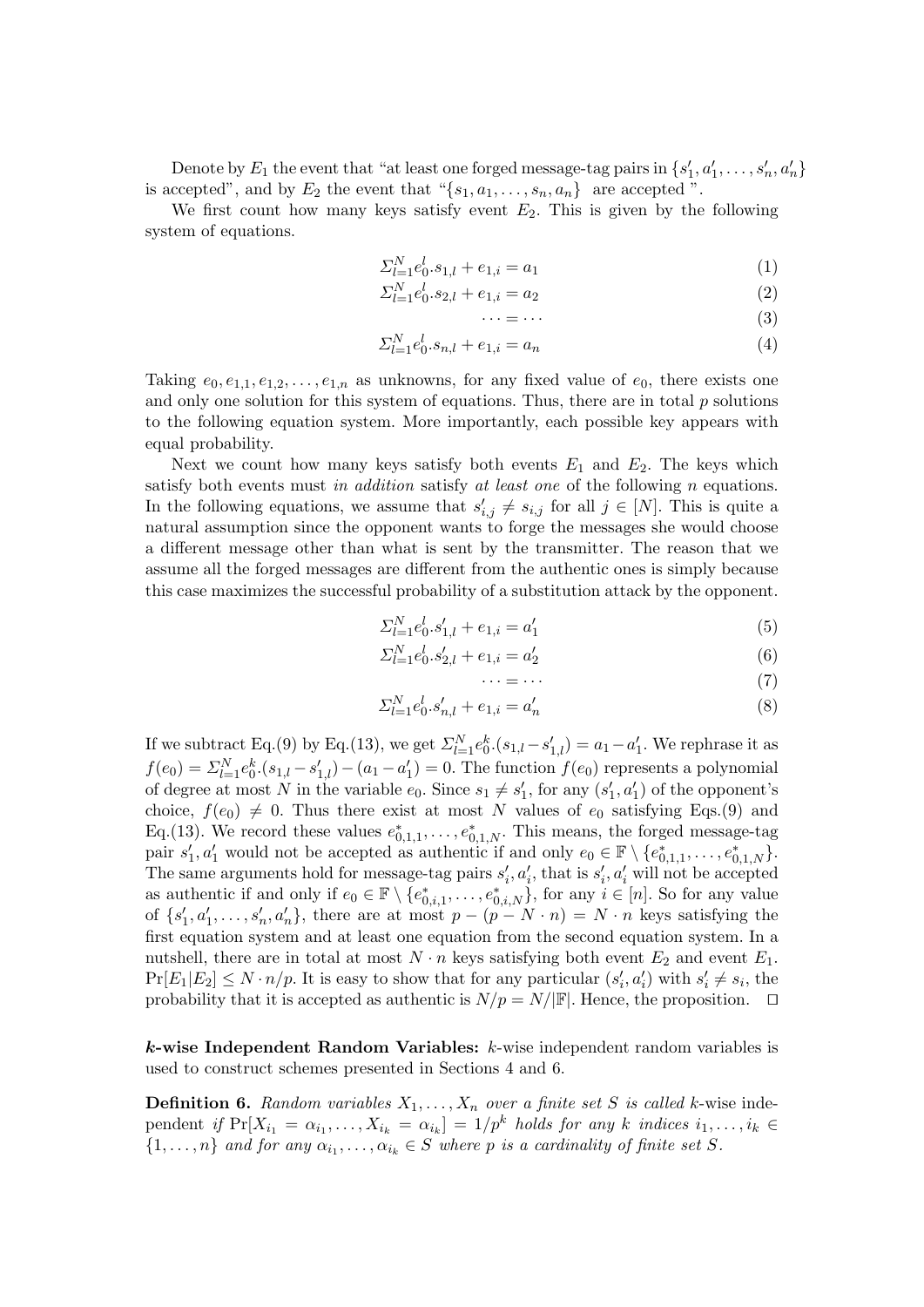Denote by $E_1$ the event that "at least one forged message-tag pairs in $\{s'_1, a'_1, \ldots, s'_n, a'_n\}$ is accepted", and by $E_2$ the event that "$\{s_1, a_1, \ldots, s_n, a_n\}$ are accepted ".

We first count how many keys satisfy event $E_2$. This is given by the following system of equations.

$$\Sigma_{l=1}^{N} e_0^l . s_{1,l} + e_{1,i} = a_1 \tag{1}$$

$$\Sigma_{l=1}^{N} e_0^l . s_{2,l} + e_{1,i} = a_2 \tag{2}$$

$$\cdots = \cdots \tag{3}$$

$$\Sigma_{l=1}^{N} e_0^l . s_{n,l} + e_{1,i} = a_n \tag{4}$$

Taking $e_0, e_{1,1}, e_{1,2}, \ldots, e_{1,n}$ as unknowns, for any fixed value of $e_0$, there exists one and only one solution for this system of equations. Thus, there are in total $p$ solutions to the following equation system. More importantly, each possible key appears with equal probability.

Next we count how many keys satisfy both events $E_1$ and $E_2$. The keys which satisfy both events must *in addition* satisfy *at least one* of the following $n$ equations. In the following equations, we assume that $s'_{i,j} \neq s_{i,j}$ for all $j \in [N]$. This is quite a natural assumption since the opponent wants to forge the messages she would choose a different message other than what is sent by the transmitter. The reason that we assume all the forged messages are different from the authentic ones is simply because this case maximizes the successful probability of a substitution attack by the opponent.

$$\Sigma_{l=1}^{N} e_0^l . s'_{1,l} + e_{1,i} = a'_1 \tag{5}$$

$$\Sigma_{l=1}^{N} e_0^l . s'_{2,l} + e_{1,i} = a'_2 \tag{6}$$

$$\cdots = \cdots \tag{7}$$

$$\Sigma_{l=1}^{N} e_0^l . s'_{n,l} + e_{1,i} = a'_n \tag{8}$$

If we subtract Eq.(9) by Eq.(13), we get $\Sigma_{l=1}^{N} e_0^k . (s_{1,l} - s'_{1,l}) = a_1 - a'_1$. We rephrase it as $f(e_0) = \Sigma_{l=1}^{N} e_0^k . (s_{1,l} - s'_{1,l}) - (a_1 - a'_1) = 0$. The function $f(e_0)$ represents a polynomial of degree at most $N$ in the variable $e_0$. Since $s_1 \neq s'_1$, for any $(s'_1, a'_1)$ of the opponent's choice, $f(e_0) \neq 0$. Thus there exist at most $N$ values of $e_0$ satisfying Eqs.(9) and Eq.(13). We record these values $e^*_{0,1,1}, \ldots, e^*_{0,1,N}$. This means, the forged message-tag pair $s'_1, a'_1$ would not be accepted as authentic if and only $e_0 \in \mathbb{F} \setminus \{e^*_{0,1,1}, \ldots, e^*_{0,1,N}\}$. The same arguments hold for message-tag pairs $s'_i, a'_i$, that is $s'_i, a'_i$ will not be accepted as authentic if and only if $e_0 \in \mathbb{F} \setminus \{e^*_{0,i,1}, \ldots, e^*_{0,i,N}\}$, for any $i \in [n]$. So for any value of $\{s'_1, a'_1, \ldots, s'_n, a'_n\}$, there are at most $p - (p - N \cdot n) = N \cdot n$ keys satisfying the first equation system and at least one equation from the second equation system. In a nutshell, there are in total at most $N \cdot n$ keys satisfying both event $E_2$ and event $E_1$. $\Pr[E_1 | E_2] \leq N \cdot n/p$. It is easy to show that for any particular $(s'_i, a'_i)$ with $s'_i \neq s_i$, the probability that it is accepted as authentic is $N/p = N/|\mathbb{F}|$. Hence, the proposition. □

***k*-wise Independent Random Variables:** $k$-wise independent random variables is used to construct schemes presented in Sections 4 and 6.

**Definition 6.** *Random variables $X_1, \ldots, X_n$ over a finite set $S$ is called $k$-wise independent if $\Pr[X_{i_1} = \alpha_{i_1}, \ldots, X_{i_k} = \alpha_{i_k}] = 1/p^k$ holds for any $k$ indices $i_1, \ldots, i_k \in \{1, \ldots, n\}$ and for any $\alpha_{i_1}, \ldots, \alpha_{i_k} \in S$ where $p$ is a cardinality of finite set $S$.*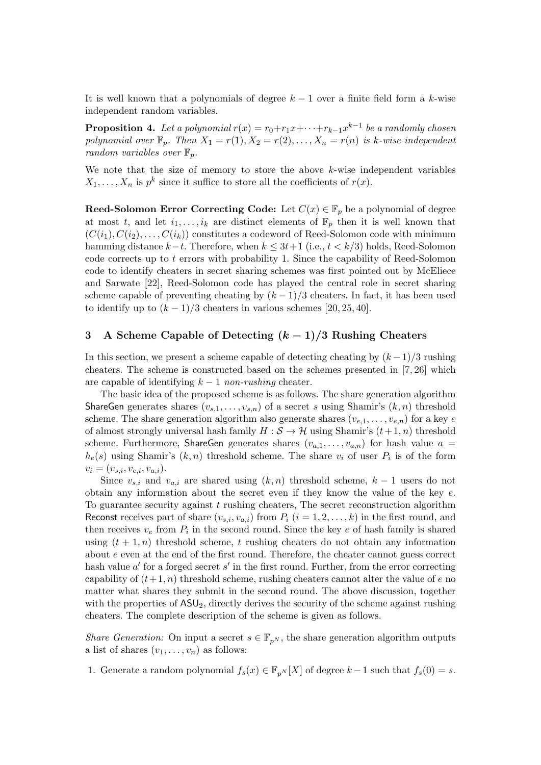It is well known that a polynomials of degree $k-1$ over a finite field form a $k$-wise independent random variables.

**Proposition 4.** *Let a polynomial $r(x) = r_0 + r_1 x + \cdots + r_{k-1} x^{k-1}$ be a randomly chosen polynomial over $\mathbb{F}_p$. Then $X_1 = r(1), X_2 = r(2), \ldots, X_n = r(n)$ is $k$-wise independent random variables over $\mathbb{F}_p$.*

We note that the size of memory to store the above $k$-wise independent variables $X_1, \ldots, X_n$ is $p^k$ since it suffice to store all the coefficients of $r(x)$.

**Reed-Solomon Error Correcting Code:** Let $C(x) \in \mathbb{F}_p$ be a polynomial of degree at most $t$, and let $i_1, \ldots, i_k$ are distinct elements of $\mathbb{F}_p$ then it is well known that $(C(i_1), C(i_2), \ldots, C(i_k))$ constitutes a codeword of Reed-Solomon code with minimum hamming distance $k-t$. Therefore, when $k \leq 3t+1$ (i.e., $t < k/3$) holds, Reed-Solomon code corrects up to $t$ errors with probability 1. Since the capability of Reed-Solomon code to identify cheaters in secret sharing schemes was first pointed out by McEliece and Sarwate [22], Reed-Solomon code has played the central role in secret sharing scheme capable of preventing cheating by $(k-1)/3$ cheaters. In fact, it has been used to identify up to $(k-1)/3$ cheaters in various schemes [20, 25, 40].

## 3 A Scheme Capable of Detecting $(k-1)/3$ Rushing Cheaters

In this section, we present a scheme capable of detecting cheating by $(k-1)/3$ rushing cheaters. The scheme is constructed based on the schemes presented in [7, 26] which are capable of identifying $k-1$ *non-rushing* cheater.

The basic idea of the proposed scheme is as follows. The share generation algorithm $\mathsf{ShareGen}$ generates shares $(v_{s,1}, \ldots, v_{s,n})$ of a secret $s$ using Shamir's $(k, n)$ threshold scheme. The share generation algorithm also generate shares $(v_{e,1}, \ldots, v_{e,n})$ for a key $e$ of almost strongly universal hash family $H : \mathcal{S} \to \mathcal{H}$ using Shamir's $(t+1, n)$ threshold scheme. Furthermore, $\mathsf{ShareGen}$ generates shares $(v_{a,1}, \ldots, v_{a,n})$ for hash value $a = h_e(s)$ using Shamir's $(k, n)$ threshold scheme. The share $v_i$ of user $P_i$ is of the form $v_i = (v_{s,i}, v_{e,i}, v_{a,i})$.

Since $v_{s,i}$ and $v_{a,i}$ are shared using $(k, n)$ threshold scheme, $k-1$ users do not obtain any information about the secret even if they know the value of the key $e$. To guarantee security against $t$ rushing cheaters, The secret reconstruction algorithm $\mathsf{Reconst}$ receives part of share $(v_{s,i}, v_{a,i})$ from $P_i$ $(i = 1, 2, \ldots, k)$ in the first round, and then receives $v_e$ from $P_i$ in the second round. Since the key $e$ of hash family is shared using $(t+1, n)$ threshold scheme, $t$ rushing cheaters do not obtain any information about $e$ even at the end of the first round. Therefore, the cheater cannot guess correct hash value $a'$ for a forged secret $s'$ in the first round. Further, from the error correcting capability of $(t+1, n)$ threshold scheme, rushing cheaters cannot alter the value of $e$ no matter what shares they submit in the second round. The above discussion, together with the properties of $\mathsf{ASU}_2$, directly derives the security of the scheme against rushing cheaters. The complete description of the scheme is given as follows.

*Share Generation:* On input a secret $s \in \mathbb{F}_{p^N}$, the share generation algorithm outputs a list of shares $(v_1, \ldots, v_n)$ as follows:

1. Generate a random polynomial $f_s(x) \in \mathbb{F}_{p^N}[X]$ of degree $k-1$ such that $f_s(0) = s$.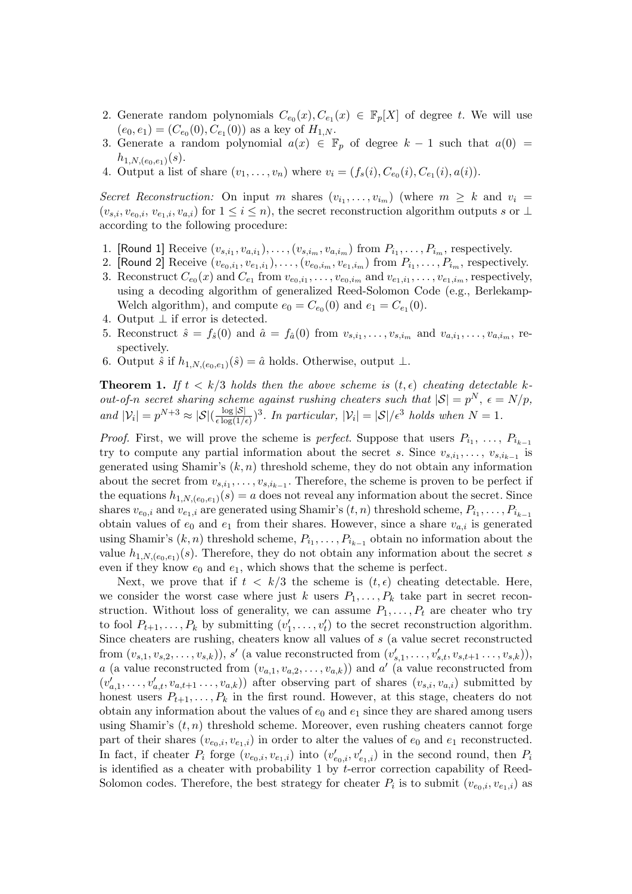2. Generate random polynomials $C_{e_0}(x), C_{e_1}(x) \in \mathbb{F}_p[X]$ of degree $t$. We will use $(e_0, e_1) = (C_{e_0}(0), C_{e_1}(0))$ as a key of $H_{1,N}$.
3. Generate a random polynomial $a(x) \in \mathbb{F}_p$ of degree $k-1$ such that $a(0) = h_{1,N,(e_0,e_1)}(s)$.
4. Output a list of share $(v_1, \ldots, v_n)$ where $v_i = (f_s(i), C_{e_0}(i), C_{e_1}(i), a(i))$.

*Secret Reconstruction:* On input $m$ shares $(v_{i_1}, \ldots, v_{i_m})$ (where $m \geq k$ and $v_i = (v_{s,i}, v_{e_0,i}, v_{e_1,i}, v_{a,i})$ for $1 \leq i \leq n$), the secret reconstruction algorithm outputs $s$ or $\perp$ according to the following procedure:

1. [Round 1] Receive $(v_{s,i_1}, v_{a,i_1}), \ldots, (v_{s,i_m}, v_{a,i_m})$ from $P_{i_1}, \ldots, P_{i_m}$, respectively.
2. [Round 2] Receive $(v_{e_0,i_1}, v_{e_1,i_1}), \ldots, (v_{e_0,i_m}, v_{e_1,i_m})$ from $P_{i_1}, \ldots, P_{i_m}$, respectively.
3. Reconstruct $C_{e_0}(x)$ and $C_{e_1}$ from $v_{e_0,i_1}, \ldots, v_{e_0,i_m}$ and $v_{e_1,i_1}, \ldots, v_{e_1,i_m}$, respectively, using a decoding algorithm of generalized Reed-Solomon Code (e.g., Berlekamp-Welch algorithm), and compute $e_0 = C_{e_0}(0)$ and $e_1 = C_{e_1}(0)$.
4. Output $\perp$ if error is detected.
5. Reconstruct $\hat{s} = f_{\hat{s}}(0)$ and $\hat{a} = f_{\hat{a}}(0)$ from $v_{s,i_1}, \ldots, v_{s,i_m}$ and $v_{a,i_1}, \ldots, v_{a,i_m}$, respectively.
6. Output $\hat{s}$ if $h_{1,N,(e_0,e_1)}(\hat{s}) = \hat{a}$ holds. Otherwise, output $\perp$.

**Theorem 1.** *If $t < k/3$ holds then the above scheme is $(t, \epsilon)$ cheating detectable $k$-out-of-$n$ secret sharing scheme against rushing cheaters such that $|\mathcal{S}| = p^N$, $\epsilon = N/p$, and $|\mathcal{V}_i| = p^{N+3} \approx |\mathcal{S}|(\frac{\log|\mathcal{S}|}{\epsilon \log(1/\epsilon)})^3$. In particular, $|\mathcal{V}_i| = |\mathcal{S}|/\epsilon^3$ holds when $N = 1$.*

*Proof.* First, we will prove the scheme is *perfect*. Suppose that users $P_{i_1}, \ldots, P_{i_{k-1}}$ try to compute any partial information about the secret $s$. Since $v_{s,i_1}, \ldots, v_{s,i_{k-1}}$ is generated using Shamir's $(k, n)$ threshold scheme, they do not obtain any information about the secret from $v_{s,i_1}, \ldots, v_{s,i_{k-1}}$. Therefore, the scheme is proven to be perfect if the equations $h_{1,N,(e_0,e_1)}(s) = a$ does not reveal any information about the secret. Since shares $v_{e_0,i}$ and $v_{e_1,i}$ are generated using Shamir's $(t, n)$ threshold scheme, $P_{i_1}, \ldots, P_{i_{k-1}}$ obtain values of $e_0$ and $e_1$ from their shares. However, since a share $v_{a,i}$ is generated using Shamir's $(k, n)$ threshold scheme, $P_{i_1}, \ldots, P_{i_{k-1}}$ obtain no information about the value $h_{1,N,(e_0,e_1)}(s)$. Therefore, they do not obtain any information about the secret $s$ even if they know $e_0$ and $e_1$, which shows that the scheme is perfect.

Next, we prove that if $t < k/3$ the scheme is $(t, \epsilon)$ cheating detectable. Here, we consider the worst case where just $k$ users $P_1, \ldots, P_k$ take part in secret reconstruction. Without loss of generality, we can assume $P_1, \ldots, P_t$ are cheater who try to fool $P_{t+1}, \ldots, P_k$ by submitting $(v'_1, \ldots, v'_t)$ to the secret reconstruction algorithm. Since cheaters are rushing, cheaters know all values of $s$ (a value secret reconstructed from $(v_{s,1}, v_{s,2}, \ldots, v_{s,k})$), $s'$ (a value reconstructed from $(v'_{s,1}, \ldots, v'_{s,t}, v_{s,t+1} \ldots, v_{s,k})$), $a$ (a value reconstructed from $(v_{a,1}, v_{a,2}, \ldots, v_{a,k})$) and $a'$ (a value reconstructed from $(v'_{a,1}, \ldots, v'_{a,t}, v_{a,t+1} \ldots, v_{a,k})$) after observing part of shares $(v_{s,i}, v_{a,i})$ submitted by honest users $P_{t+1}, \ldots, P_k$ in the first round. However, at this stage, cheaters do not obtain any information about the values of $e_0$ and $e_1$ since they are shared among users using Shamir's $(t, n)$ threshold scheme. Moreover, even rushing cheaters cannot forge part of their shares $(v_{e_0,i}, v_{e_1,i})$ in order to alter the values of $e_0$ and $e_1$ reconstructed. In fact, if cheater $P_i$ forge $(v_{e_0,i}, v_{e_1,i})$ into $(v'_{e_0,i}, v'_{e_1,i})$ in the second round, then $P_i$ is identified as a cheater with probability 1 by $t$-error correction capability of Reed-Solomon codes. Therefore, the best strategy for cheater $P_i$ is to submit $(v_{e_0,i}, v_{e_1,i})$ as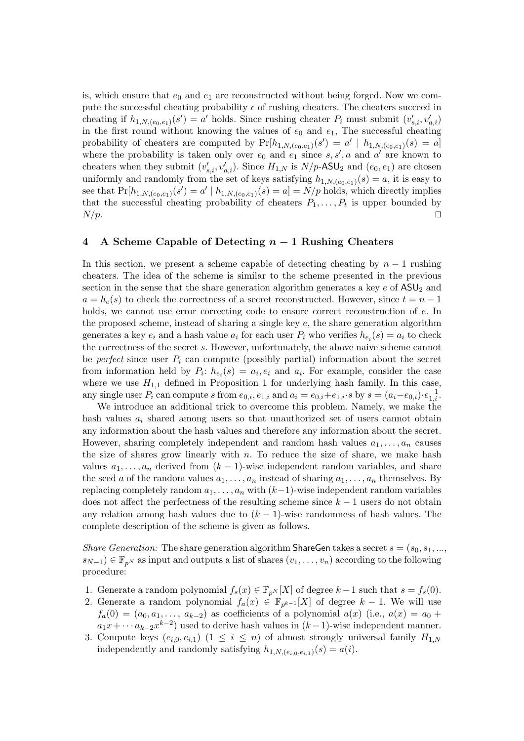is, which ensure that $e_0$ and $e_1$ are reconstructed without being forged. Now we compute the successful cheating probability $\epsilon$ of rushing cheaters. The cheaters succeed in cheating if $h_{1,N,(e_0,e_1)}(s') = a'$ holds. Since rushing cheater $P_i$ must submit $(v'_{s,i}, v'_{a,i})$ in the first round without knowing the values of $e_0$ and $e_1$, The successful cheating probability of cheaters are computed by $\Pr[h_{1,N,(e_0,e_1)}(s') = a' \mid h_{1,N,(e_0,e_1)}(s) = a]$ where the probability is taken only over $e_0$ and $e_1$ since $s, s', a$ and $a'$ are known to cheaters when they submit $(v'_{s,i}, v'_{a,i})$. Since $H_{1,N}$ is $N/p$-$\mathsf{ASU}_2$ and $(e_0, e_1)$ are chosen uniformly and randomly from the set of keys satisfying $h_{1,N,(e_0,e_1)}(s) = a$, it is easy to see that $\Pr[h_{1,N,(e_0,e_1)}(s') = a' \mid h_{1,N,(e_0,e_1)}(s) = a] = N/p$ holds, which directly implies that the successful cheating probability of cheaters $P_1, \ldots, P_t$ is upper bounded by $N/p$. □

## 4 A Scheme Capable of Detecting $n-1$ Rushing Cheaters

In this section, we present a scheme capable of detecting cheating by $n-1$ rushing cheaters. The idea of the scheme is similar to the scheme presented in the previous section in the sense that the share generation algorithm generates a key $e$ of $\mathsf{ASU}_2$ and $a = h_e(s)$ to check the correctness of a secret reconstructed. However, since $t = n-1$ holds, we cannot use error correcting code to ensure correct reconstruction of $e$. In the proposed scheme, instead of sharing a single key $e$, the share generation algorithm generates a key $e_i$ and a hash value $a_i$ for each user $P_i$ who verifies $h_{e_i}(s) = a_i$ to check the correctness of the secret $s$. However, unfortunately, the above naive scheme cannot be *perfect* since user $P_i$ can compute (possibly partial) information about the secret from information held by $P_i$: $h_{e_i}(s) = a_i, e_i$ and $a_i$. For example, consider the case where we use $H_{1,1}$ defined in Proposition 1 for underlying hash family. In this case, any single user $P_i$ can compute $s$ from $e_{0,i}, e_{1,i}$ and $a_i = e_{0,i} + e_{1,i} \cdot s$ by $s = (a_i - e_{0,i}) \cdot e_{1,i}^{-1}$.

We introduce an additional trick to overcome this problem. Namely, we make the hash values $a_i$ shared among users so that unauthorized set of users cannot obtain any information about the hash values and therefore any information about the secret. However, sharing completely independent and random hash values $a_1, \ldots, a_n$ causes the size of shares grow linearly with $n$. To reduce the size of share, we make hash values $a_1, \ldots, a_n$ derived from $(k-1)$-wise independent random variables, and share the seed $a$ of the random values $a_1, \ldots, a_n$ instead of sharing $a_1, \ldots, a_n$ themselves. By replacing completely random $a_1, \ldots, a_n$ with $(k-1)$-wise independent random variables does not affect the perfectness of the resulting scheme since $k-1$ users do not obtain any relation among hash values due to $(k-1)$-wise randomness of hash values. The complete description of the scheme is given as follows.

*Share Generation:* The share generation algorithm $\mathsf{ShareGen}$ takes a secret $s = (s_0, s_1, \ldots, s_{N-1}) \in \mathbb{F}_{p^N}$ as input and outputs a list of shares $(v_1, \ldots, v_n)$ according to the following procedure:

1. Generate a random polynomial $f_s(x) \in \mathbb{F}_{p^N}[X]$ of degree $k-1$ such that $s = f_s(0)$.
2. Generate a random polynomial $f_a(x) \in \mathbb{F}_{p^{k-1}}[X]$ of degree $k-1$. We will use $f_a(0) = (a_0, a_1, \ldots, a_{k-2})$ as coefficients of a polynomial $a(x)$ (i.e., $a(x) = a_0 + a_1 x + \cdots a_{k-2} x^{k-2}$) used to derive hash values in $(k-1)$-wise independent manner.
3. Compute keys $(e_{i,0}, e_{i,1})$ $(1 \le i \le n)$ of almost strongly universal family $H_{1,N}$ independently and randomly satisfying $h_{1,N,(e_{i,0},e_{i,1})}(s) = a(i)$.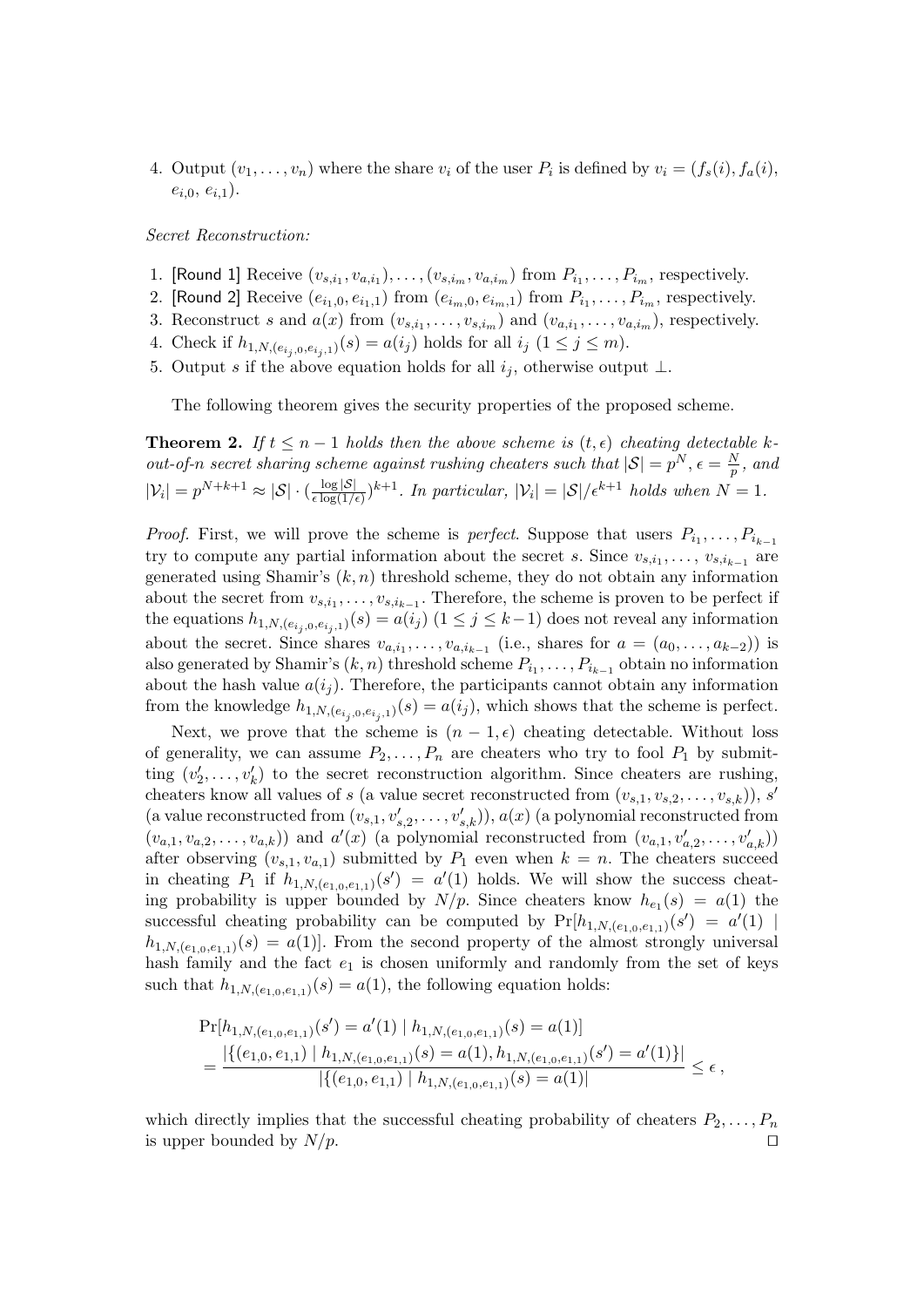4. Output $(v_1, \ldots, v_n)$ where the share $v_i$ of the user $P_i$ is defined by $v_i = (f_s(i), f_a(i), e_{i,0}, e_{i,1})$.

*Secret Reconstruction:*

1. [Round 1] Receive $(v_{s,i_1}, v_{a,i_1}), \ldots, (v_{s,i_m}, v_{a,i_m})$ from $P_{i_1}, \ldots, P_{i_m}$, respectively.
2. [Round 2] Receive $(e_{i_1,0}, e_{i_1,1})$ from $(e_{i_m,0}, e_{i_m,1})$ from $P_{i_1}, \ldots, P_{i_m}$, respectively.
3. Reconstruct $s$ and $a(x)$ from $(v_{s,i_1}, \ldots, v_{s,i_m})$ and $(v_{a,i_1}, \ldots, v_{a,i_m})$, respectively.
4. Check if $h_{1,N,(e_{i_j,0},e_{i_j,1})}(s) = a(i_j)$ holds for all $i_j$ $(1 \leq j \leq m)$.
5. Output $s$ if the above equation holds for all $i_j$, otherwise output $\perp$.

The following theorem gives the security properties of the proposed scheme.

**Theorem 2.** *If $t \leq n-1$ holds then the above scheme is $(t, \epsilon)$ cheating detectable $k$-out-of-$n$ secret sharing scheme against rushing cheaters such that $|\mathcal{S}| = p^N$, $\epsilon = \frac{N}{p}$, and $|\mathcal{V}_i| = p^{N+k+1} \approx |\mathcal{S}| \cdot (\frac{\log|\mathcal{S}|}{\epsilon \log(1/\epsilon)})^{k+1}$. In particular, $|\mathcal{V}_i| = |\mathcal{S}|/\epsilon^{k+1}$ holds when $N = 1$.*

*Proof.* First, we will prove the scheme is *perfect*. Suppose that users $P_{i_1}, \ldots, P_{i_{k-1}}$ try to compute any partial information about the secret $s$. Since $v_{s,i_1}, \ldots, v_{s,i_{k-1}}$ are generated using Shamir's $(k, n)$ threshold scheme, they do not obtain any information about the secret from $v_{s,i_1}, \ldots, v_{s,i_{k-1}}$. Therefore, the scheme is proven to be perfect if the equations $h_{1,N,(e_{i_j,0},e_{i_j,1})}(s) = a(i_j)$ $(1 \leq j \leq k-1)$ does not reveal any information about the secret. Since shares $v_{a,i_1}, \ldots, v_{a,i_{k-1}}$ (i.e., shares for $a = (a_0, \ldots, a_{k-2})$) is also generated by Shamir's $(k, n)$ threshold scheme $P_{i_1}, \ldots, P_{i_{k-1}}$ obtain no information about the hash value $a(i_j)$. Therefore, the participants cannot obtain any information from the knowledge $h_{1,N,(e_{i_j,0},e_{i_j,1})}(s) = a(i_j)$, which shows that the scheme is perfect.

Next, we prove that the scheme is $(n-1, \epsilon)$ cheating detectable. Without loss of generality, we can assume $P_2, \ldots, P_n$ are cheaters who try to fool $P_1$ by submitting $(v'_2, \ldots, v'_k)$ to the secret reconstruction algorithm. Since cheaters are rushing, cheaters know all values of $s$ (a value secret reconstructed from $(v_{s,1}, v_{s,2}, \ldots, v_{s,k})$), $s'$ (a value reconstructed from $(v_{s,1}, v'_{s,2}, \ldots, v'_{s,k})$), $a(x)$ (a polynomial reconstructed from $(v_{a,1}, v_{a,2}, \ldots, v_{a,k})$) and $a'(x)$ (a polynomial reconstructed from $(v_{a,1}, v'_{a,2}, \ldots, v'_{a,k})$) after observing $(v_{s,1}, v_{a,1})$ submitted by $P_1$ even when $k = n$. The cheaters succeed in cheating $P_1$ if $h_{1,N,(e_{1,0},e_{1,1})}(s') = a'(1)$ holds. We will show the success cheating probability is upper bounded by $N/p$. Since cheaters know $h_{e_1}(s) = a(1)$ the successful cheating probability can be computed by $\Pr[h_{1,N,(e_{1,0},e_{1,1})}(s') = a'(1) \mid h_{1,N,(e_{1,0},e_{1,1})}(s) = a(1)]$. From the second property of the almost strongly universal hash family and the fact $e_1$ is chosen uniformly and randomly from the set of keys such that $h_{1,N,(e_{1,0},e_{1,1})}(s) = a(1)$, the following equation holds:

$$\begin{aligned}
&\Pr[h_{1,N,(e_{1,0},e_{1,1})}(s') = a'(1) \mid h_{1,N,(e_{1,0},e_{1,1})}(s) = a(1)] \\
&= \frac{|\{(e_{1,0}, e_{1,1}) \mid h_{1,N,(e_{1,0},e_{1,1})}(s) = a(1), h_{1,N,(e_{1,0},e_{1,1})}(s') = a'(1)\}|}{|\{(e_{1,0}, e_{1,1}) \mid h_{1,N,(e_{1,0},e_{1,1})}(s) = a(1)|} \leq \epsilon\,,
\end{aligned}$$

which directly implies that the successful cheating probability of cheaters $P_2, \ldots, P_n$ is upper bounded by $N/p$. $\square$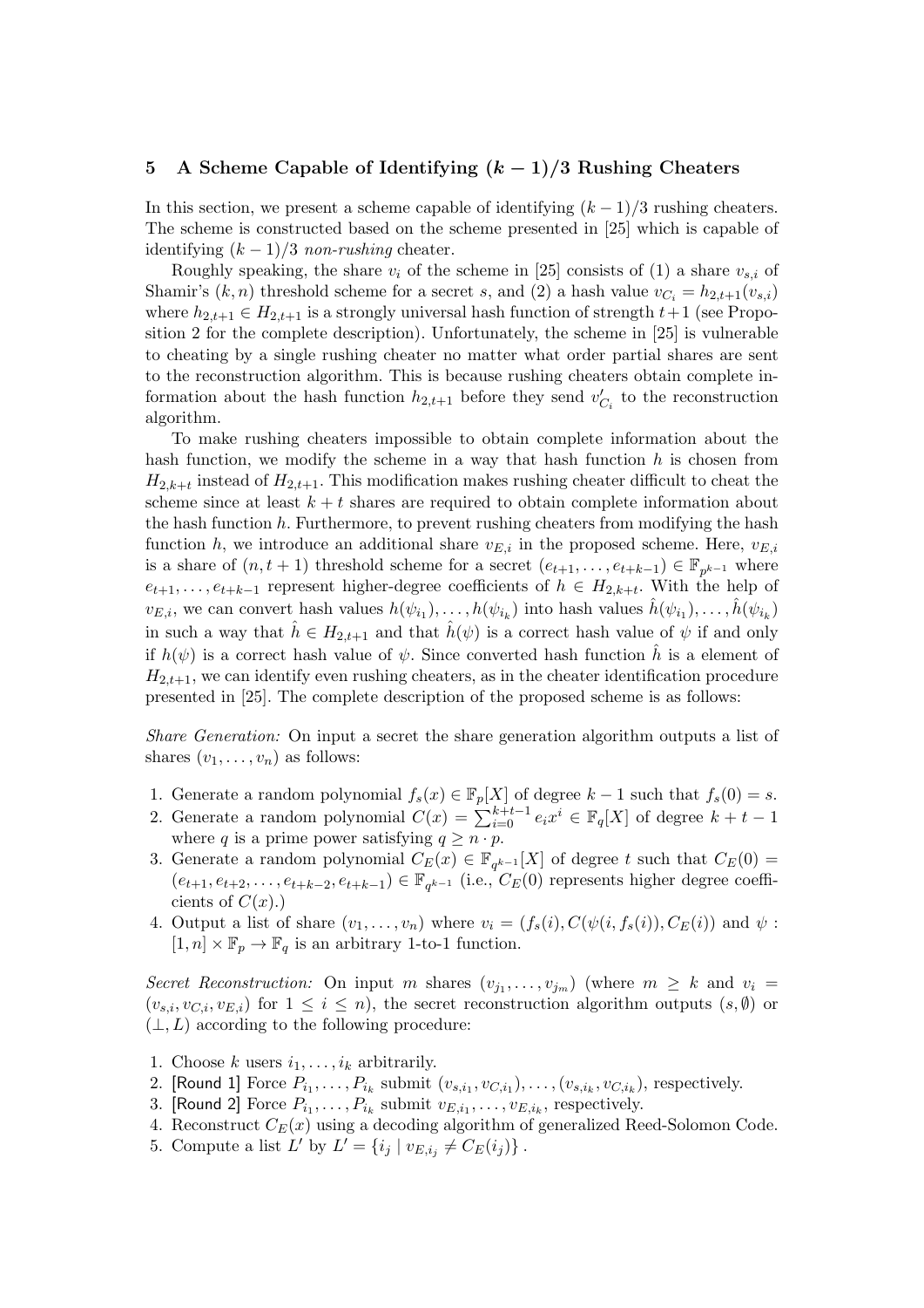## 5 A Scheme Capable of Identifying $(k-1)/3$ Rushing Cheaters

In this section, we present a scheme capable of identifying $(k-1)/3$ rushing cheaters. The scheme is constructed based on the scheme presented in [25] which is capable of identifying $(k-1)/3$ *non-rushing* cheater.

Roughly speaking, the share $v_i$ of the scheme in [25] consists of (1) a share $v_{s,i}$ of Shamir's $(k,n)$ threshold scheme for a secret $s$, and (2) a hash value $v_{C_i} = h_{2,t+1}(v_{s,i})$ where $h_{2,t+1} \in H_{2,t+1}$ is a strongly universal hash function of strength $t+1$ (see Proposition 2 for the complete description). Unfortunately, the scheme in [25] is vulnerable to cheating by a single rushing cheater no matter what order partial shares are sent to the reconstruction algorithm. This is because rushing cheaters obtain complete information about the hash function $h_{2,t+1}$ before they send $v'_{C_i}$ to the reconstruction algorithm.

To make rushing cheaters impossible to obtain complete information about the hash function, we modify the scheme in a way that hash function $h$ is chosen from $H_{2,k+t}$ instead of $H_{2,t+1}$. This modification makes rushing cheater difficult to cheat the scheme since at least $k+t$ shares are required to obtain complete information about the hash function $h$. Furthermore, to prevent rushing cheaters from modifying the hash function $h$, we introduce an additional share $v_{E,i}$ in the proposed scheme. Here, $v_{E,i}$ is a share of $(n, t+1)$ threshold scheme for a secret $(e_{t+1}, \ldots, e_{t+k-1}) \in \mathbb{F}_{p^{k-1}}$ where $e_{t+1}, \ldots, e_{t+k-1}$ represent higher-degree coefficients of $h \in H_{2,k+t}$. With the help of $v_{E,i}$, we can convert hash values $h(\psi_{i_1}), \ldots, h(\psi_{i_k})$ into hash values $\hat{h}(\psi_{i_1}), \ldots, \hat{h}(\psi_{i_k})$ in such a way that $\hat{h} \in H_{2,t+1}$ and that $\hat{h}(\psi)$ is a correct hash value of $\psi$ if and only if $h(\psi)$ is a correct hash value of $\psi$. Since converted hash function $\hat{h}$ is a element of $H_{2,t+1}$, we can identify even rushing cheaters, as in the cheater identification procedure presented in [25]. The complete description of the proposed scheme is as follows:

*Share Generation:* On input a secret the share generation algorithm outputs a list of shares $(v_1, \ldots, v_n)$ as follows:

1. Generate a random polynomial $f_s(x) \in \mathbb{F}_p[X]$ of degree $k-1$ such that $f_s(0) = s$.
2. Generate a random polynomial $C(x) = \sum_{i=0}^{k+t-1} e_i x^i \in \mathbb{F}_q[X]$ of degree $k+t-1$ where $q$ is a prime power satisfying $q \geq n \cdot p$.
3. Generate a random polynomial $C_E(x) \in \mathbb{F}_{q^{k-1}}[X]$ of degree $t$ such that $C_E(0) = (e_{t+1}, e_{t+2}, \ldots, e_{t+k-2}, e_{t+k-1}) \in \mathbb{F}_{q^{k-1}}$ (i.e., $C_E(0)$ represents higher degree coefficients of $C(x)$.)
4. Output a list of share $(v_1, \ldots, v_n)$ where $v_i = (f_s(i), C(\psi(i, f_s(i)), C_E(i))$ and $\psi : [1,n] \times \mathbb{F}_p \to \mathbb{F}_q$ is an arbitrary 1-to-1 function.

*Secret Reconstruction:* On input $m$ shares $(v_{j_1}, \ldots, v_{j_m})$ (where $m \geq k$ and $v_i = (v_{s,i}, v_{C,i}, v_{E,i})$ for $1 \leq i \leq n$), the secret reconstruction algorithm outputs $(s, \emptyset)$ or $(\bot, L)$ according to the following procedure:

1. Choose $k$ users $i_1, \ldots, i_k$ arbitrarily.
2. [Round 1] Force $P_{i_1}, \ldots, P_{i_k}$ submit $(v_{s,i_1}, v_{C,i_1}), \ldots, (v_{s,i_k}, v_{C,i_k})$, respectively.
3. [Round 2] Force $P_{i_1}, \ldots, P_{i_k}$ submit $v_{E,i_1}, \ldots, v_{E,i_k}$, respectively.
4. Reconstruct $C_E(x)$ using a decoding algorithm of generalized Reed-Solomon Code.
5. Compute a list $L'$ by $L' = \{i_j \mid v_{E,i_j} \neq C_E(i_j)\}$.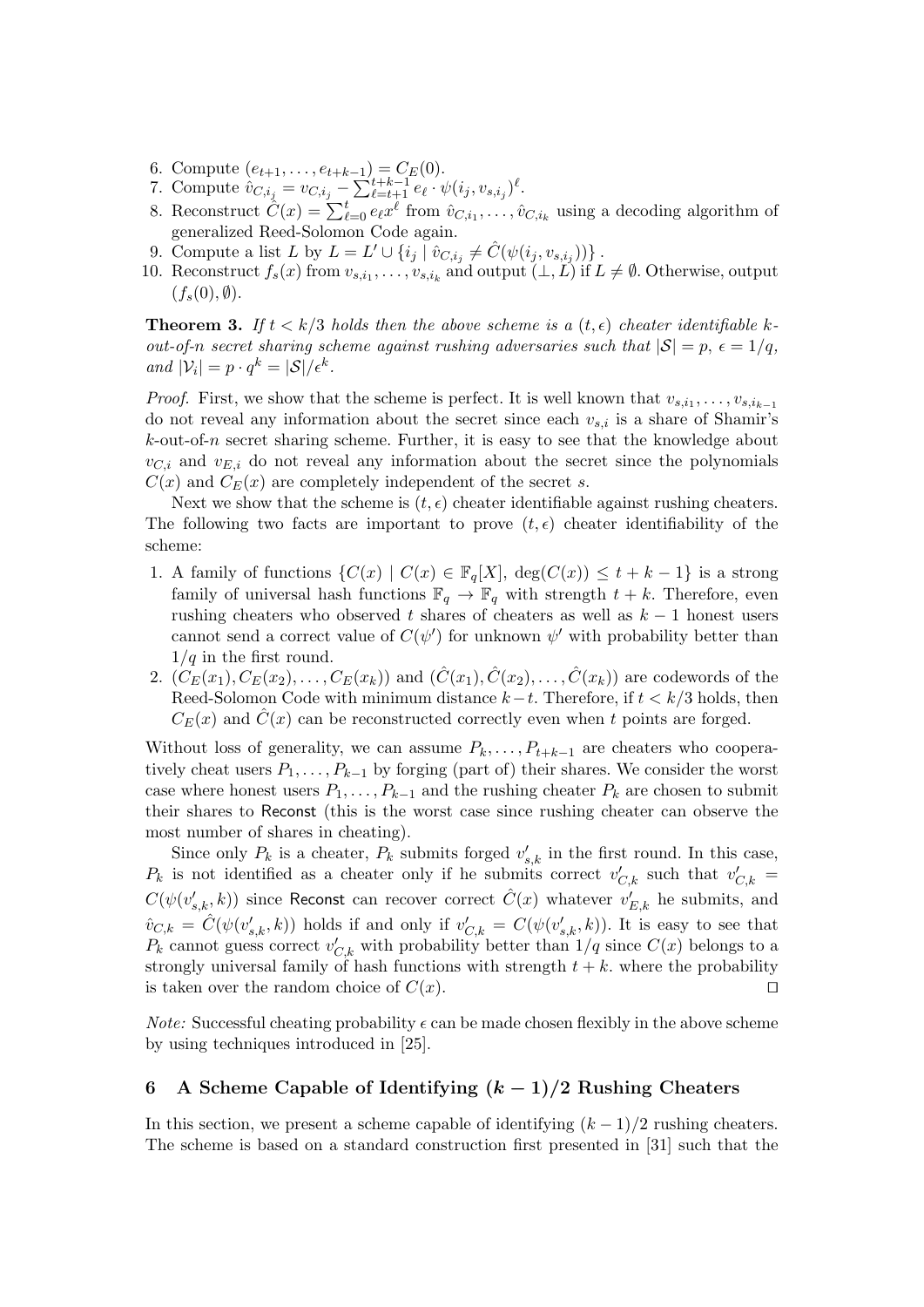6. Compute $(e_{t+1}, \ldots, e_{t+k-1}) = C_E(0)$.
7. Compute $\hat{v}_{C,i_j} = v_{C,i_j} - \sum_{\ell=t+1}^{t+k-1} e_\ell \cdot \psi(i_j, v_{s,i_j})^\ell$.
8. Reconstruct $\hat{C}(x) = \sum_{\ell=0}^{t} e_\ell x^\ell$ from $\hat{v}_{C,i_1}, \ldots, \hat{v}_{C,i_k}$ using a decoding algorithm of generalized Reed-Solomon Code again.
9. Compute a list $L$ by $L = L' \cup \{i_j \mid \hat{v}_{C,i_j} \neq \hat{C}(\psi(i_j, v_{s,i_j}))\}$.
10. Reconstruct $f_s(x)$ from $v_{s,i_1}, \ldots, v_{s,i_k}$ and output $(\perp, L)$ if $L \neq \emptyset$. Otherwise, output $(f_s(0), \emptyset)$.

**Theorem 3.** *If $t < k/3$ holds then the above scheme is a $(t, \epsilon)$ cheater identifiable $k$-out-of-$n$ secret sharing scheme against rushing adversaries such that $|\mathcal{S}| = p$, $\epsilon = 1/q$, and $|\mathcal{V}_i| = p \cdot q^k = |\mathcal{S}|/\epsilon^k$.*

*Proof.* First, we show that the scheme is perfect. It is well known that $v_{s,i_1}, \ldots, v_{s,i_{k-1}}$ do not reveal any information about the secret since each $v_{s,i}$ is a share of Shamir's $k$-out-of-$n$ secret sharing scheme. Further, it is easy to see that the knowledge about $v_{C,i}$ and $v_{E,i}$ do not reveal any information about the secret since the polynomials $C(x)$ and $C_E(x)$ are completely independent of the secret $s$.

Next we show that the scheme is $(t, \epsilon)$ cheater identifiable against rushing cheaters. The following two facts are important to prove $(t, \epsilon)$ cheater identifiability of the scheme:

1. A family of functions $\{C(x) \mid C(x) \in \mathbb{F}_q[X], \deg(C(x)) \leq t + k - 1\}$ is a strong family of universal hash functions $\mathbb{F}_q \to \mathbb{F}_q$ with strength $t + k$. Therefore, even rushing cheaters who observed $t$ shares of cheaters as well as $k - 1$ honest users cannot send a correct value of $C(\psi')$ for unknown $\psi'$ with probability better than $1/q$ in the first round.
2. $(C_E(x_1), C_E(x_2), \ldots, C_E(x_k))$ and $(\hat{C}(x_1), \hat{C}(x_2), \ldots, \hat{C}(x_k))$ are codewords of the Reed-Solomon Code with minimum distance $k - t$. Therefore, if $t < k/3$ holds, then $C_E(x)$ and $\hat{C}(x)$ can be reconstructed correctly even when $t$ points are forged.

Without loss of generality, we can assume $P_k, \ldots, P_{t+k-1}$ are cheaters who cooperatively cheat users $P_1, \ldots, P_{k-1}$ by forging (part of) their shares. We consider the worst case where honest users $P_1, \ldots, P_{k-1}$ and the rushing cheater $P_k$ are chosen to submit their shares to Reconst (this is the worst case since rushing cheater can observe the most number of shares in cheating).

Since only $P_k$ is a cheater, $P_k$ submits forged $v'_{s,k}$ in the first round. In this case, $P_k$ is not identified as a cheater only if he submits correct $v'_{C,k}$ such that $v'_{C,k} = C(\psi(v'_{s,k}, k))$ since Reconst can recover correct $\hat{C}(x)$ whatever $v'_{E,k}$ he submits, and $\hat{v}_{C,k} = \hat{C}(\psi(v'_{s,k}, k))$ holds if and only if $v'_{C,k} = C(\psi(v'_{s,k}, k))$. It is easy to see that $P_k$ cannot guess correct $v'_{C,k}$ with probability better than $1/q$ since $C(x)$ belongs to a strongly universal family of hash functions with strength $t + k$. where the probability is taken over the random choice of $C(x)$. $\square$

*Note:* Successful cheating probability $\epsilon$ can be made chosen flexibly in the above scheme by using techniques introduced in [25].

## 6 A Scheme Capable of Identifying $(k-1)/2$ Rushing Cheaters

In this section, we present a scheme capable of identifying $(k-1)/2$ rushing cheaters. The scheme is based on a standard construction first presented in [31] such that the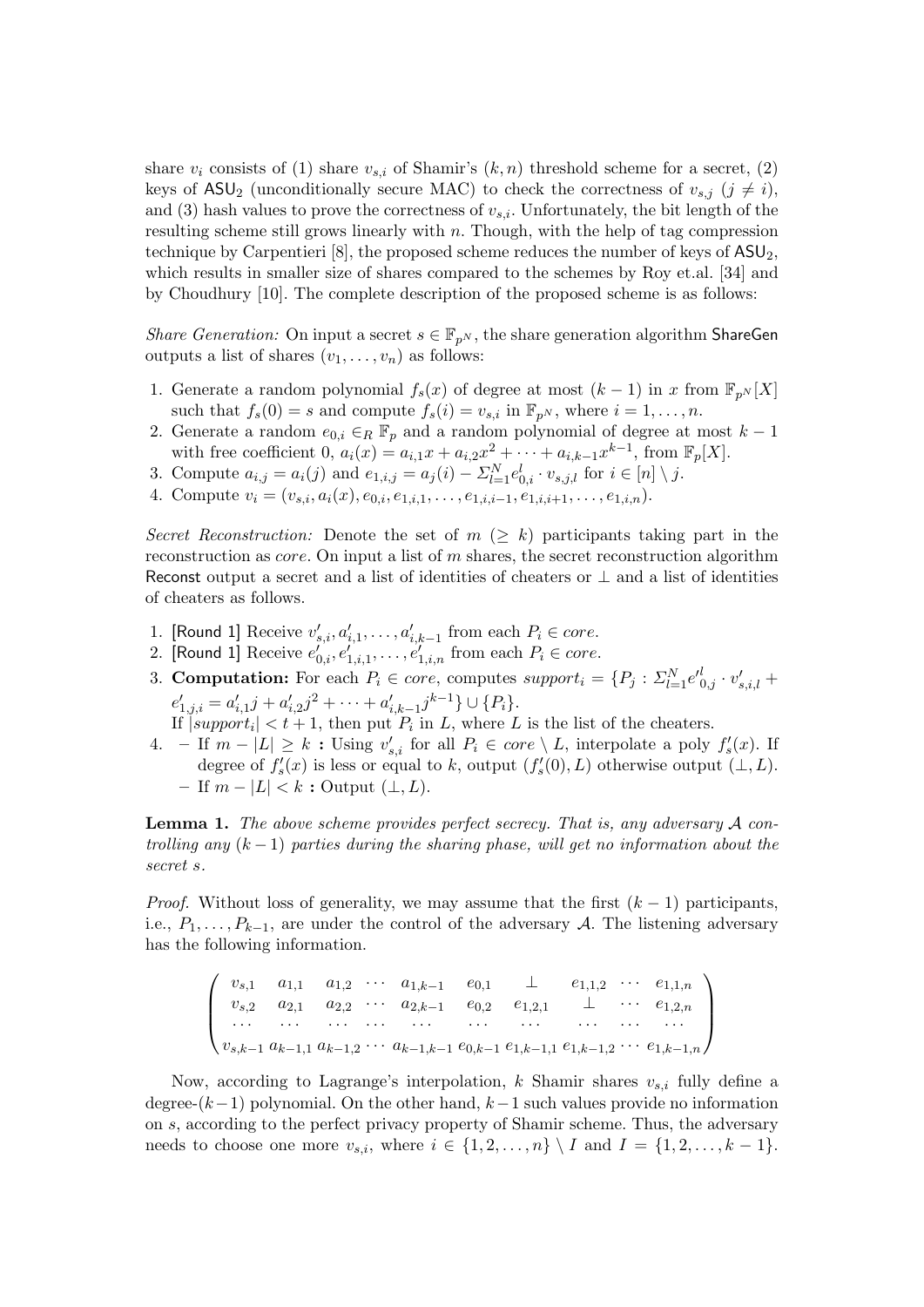share $v_i$ consists of (1) share $v_{s,i}$ of Shamir's $(k, n)$ threshold scheme for a secret, (2) keys of $\mathsf{ASU}_2$ (unconditionally secure MAC) to check the correctness of $v_{s,j}$ $(j \neq i)$, and (3) hash values to prove the correctness of $v_{s,i}$. Unfortunately, the bit length of the resulting scheme still grows linearly with $n$. Though, with the help of tag compression technique by Carpentieri [8], the proposed scheme reduces the number of keys of $\mathsf{ASU}_2$, which results in smaller size of shares compared to the schemes by Roy et.al. [34] and by Choudhury [10]. The complete description of the proposed scheme is as follows:

*Share Generation:* On input a secret $s \in \mathbb{F}_{p^N}$, the share generation algorithm ShareGen outputs a list of shares $(v_1, \ldots, v_n)$ as follows:

1. Generate a random polynomial $f_s(x)$ of degree at most $(k-1)$ in $x$ from $\mathbb{F}_{p^N}[X]$ such that $f_s(0) = s$ and compute $f_s(i) = v_{s,i}$ in $\mathbb{F}_{p^N}$, where $i = 1, \ldots, n$.
2. Generate a random $e_{0,i} \in_R \mathbb{F}_p$ and a random polynomial of degree at most $k-1$ with free coefficient 0, $a_i(x) = a_{i,1}x + a_{i,2}x^2 + \cdots + a_{i,k-1}x^{k-1}$, from $\mathbb{F}_p[X]$.
3. Compute $a_{i,j} = a_i(j)$ and $e_{1,i,j} = a_j(i) - \Sigma_{l=1}^{N} e_{0,i}^{l} \cdot v_{s,j,l}$ for $i \in [n] \setminus j$.
4. Compute $v_i = (v_{s,i}, a_i(x), e_{0,i}, e_{1,i,1}, \ldots, e_{1,i,i-1}, e_{1,i,i+1}, \ldots, e_{1,i,n})$.

*Secret Reconstruction:* Denote the set of $m$ $(\geq k)$ participants taking part in the reconstruction as *core*. On input a list of $m$ shares, the secret reconstruction algorithm Reconst output a secret and a list of identities of cheaters or $\perp$ and a list of identities of cheaters as follows.

1. [Round 1] Receive $v'_{s,i}, a'_{i,1}, \ldots, a'_{i,k-1}$ from each $P_i \in core$.
2. [Round 1] Receive $e'_{0,i}, e'_{1,i,1}, \ldots, e'_{1,i,n}$ from each $P_i \in core$.
3. **Computation:** For each $P_i \in core$, computes $support_i = \{P_j : \Sigma_{l=1}^{N} e'^{l}_{0,j} \cdot v'_{s,i,l} + e'_{1,j,i} = a'_{i,1}j + a'_{i,2}j^2 + \cdots + a'_{i,k-1}j^{k-1}\} \cup \{P_i\}$.
   If $|support_i| < t+1$, then put $P_i$ in $L$, where $L$ is the list of the cheaters.
4. – If $m - |L| \geq k$ **:** Using $v'_{s,i}$ for all $P_i \in core \setminus L$, interpolate a poly $f'_s(x)$. If degree of $f'_s(x)$ is less or equal to $k$, output $(f'_s(0), L)$ otherwise output $(\perp, L)$.
   – If $m - |L| < k$ **:** Output $(\perp, L)$.

**Lemma 1.** *The above scheme provides perfect secrecy. That is, any adversary $\mathcal{A}$ controlling any $(k-1)$ parties during the sharing phase, will get no information about the secret $s$.*

*Proof.* Without loss of generality, we may assume that the first $(k-1)$ participants, i.e., $P_1, \ldots, P_{k-1}$, are under the control of the adversary $\mathcal{A}$. The listening adversary has the following information.

$$\begin{pmatrix} v_{s,1} & a_{1,1} & a_{1,2} & \cdots & a_{1,k-1} & e_{0,1} & \perp & e_{1,1,2} & \cdots & e_{1,1,n} \\ v_{s,2} & a_{2,1} & a_{2,2} & \cdots & a_{2,k-1} & e_{0,2} & e_{1,2,1} & \perp & \cdots & e_{1,2,n} \\ \cdots & \cdots & \cdots & \cdots & \cdots & \cdots & \cdots & \cdots & \cdots & \cdots \\ v_{s,k-1} & a_{k-1,1} & a_{k-1,2} & \cdots & a_{k-1,k-1} & e_{0,k-1} & e_{1,k-1,1} & e_{1,k-1,2} & \cdots & e_{1,k-1,n} \end{pmatrix}$$

Now, according to Lagrange's interpolation, $k$ Shamir shares $v_{s,i}$ fully define a degree-$(k-1)$ polynomial. On the other hand, $k-1$ such values provide no information on $s$, according to the perfect privacy property of Shamir scheme. Thus, the adversary needs to choose one more $v_{s,i}$, where $i \in \{1, 2, \ldots, n\} \setminus I$ and $I = \{1, 2, \ldots, k-1\}$.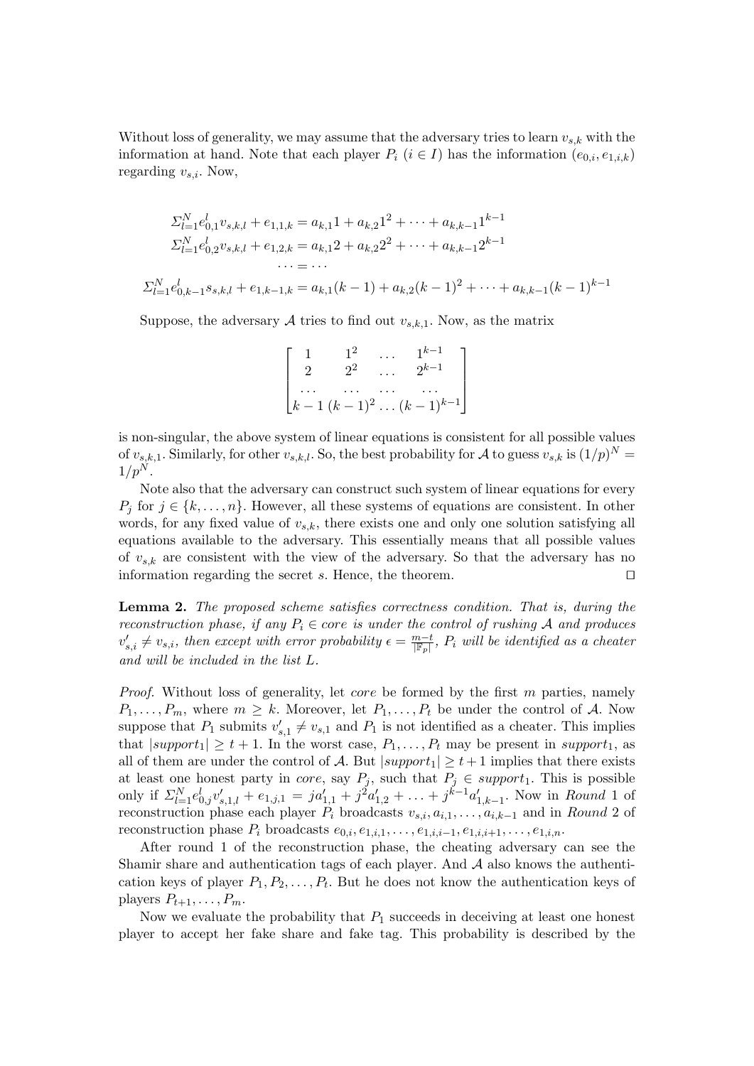Without loss of generality, we may assume that the adversary tries to learn $v_{s,k}$ with the information at hand. Note that each player $P_i$ ($i \in I$) has the information $(e_{0,i}, e_{1,i,k})$ regarding $v_{s,i}$. Now,

$$
\begin{aligned}
\Sigma_{l=1}^{N} e_{0,1}^{l} v_{s,k,l} + e_{1,1,k} &= a_{k,1}1 + a_{k,2}1^2 + \cdots + a_{k,k-1}1^{k-1} \\
\Sigma_{l=1}^{N} e_{0,2}^{l} v_{s,k,l} + e_{1,2,k} &= a_{k,1}2 + a_{k,2}2^2 + \cdots + a_{k,k-1}2^{k-1} \\
\cdots &= \cdots \\
\Sigma_{l=1}^{N} e_{0,k-1}^{l} s_{s,k,l} + e_{1,k-1,k} &= a_{k,1}(k-1) + a_{k,2}(k-1)^2 + \cdots + a_{k,k-1}(k-1)^{k-1}
\end{aligned}
$$

Suppose, the adversary $\mathcal{A}$ tries to find out $v_{s,k,1}$. Now, as the matrix

$$
\begin{bmatrix}
1 & 1^2 & \ldots & 1^{k-1} \\
2 & 2^2 & \ldots & 2^{k-1} \\
\ldots & \ldots & \ldots & \ldots \\
k-1 & (k-1)^2 & \ldots & (k-1)^{k-1}
\end{bmatrix}
$$

is non-singular, the above system of linear equations is consistent for all possible values of $v_{s,k,1}$. Similarly, for other $v_{s,k,l}$. So, the best probability for $\mathcal{A}$ to guess $v_{s,k}$ is $(1/p)^N = 1/p^N$.

Note also that the adversary can construct such system of linear equations for every $P_j$ for $j \in \{k, \ldots, n\}$. However, all these systems of equations are consistent. In other words, for any fixed value of $v_{s,k}$, there exists one and only one solution satisfying all equations available to the adversary. This essentially means that all possible values of $v_{s,k}$ are consistent with the view of the adversary. So that the adversary has no information regarding the secret $s$. Hence, the theorem. $\square$

**Lemma 2.** *The proposed scheme satisfies correctness condition. That is, during the reconstruction phase, if any $P_i \in core$ is under the control of rushing $\mathcal{A}$ and produces $v'_{s,i} \neq v_{s,i}$, then except with error probability $\epsilon = \frac{m-t}{|\mathbb{F}_p|}$, $P_i$ will be identified as a cheater and will be included in the list $L$.*

*Proof.* Without loss of generality, let *core* be formed by the first $m$ parties, namely $P_1, \ldots, P_m$, where $m \geq k$. Moreover, let $P_1, \ldots, P_t$ be under the control of $\mathcal{A}$. Now suppose that $P_1$ submits $v'_{s,1} \neq v_{s,1}$ and $P_1$ is not identified as a cheater. This implies that $|support_1| \geq t+1$. In the worst case, $P_1, \ldots, P_t$ may be present in $support_1$, as all of them are under the control of $\mathcal{A}$. But $|support_1| \geq t+1$ implies that there exists at least one honest party in *core*, say $P_j$, such that $P_j \in support_1$. This is possible only if $\Sigma_{l=1}^{N} e_{0,j}^{l} v'_{s,1,l} + e_{1,j,1} = j a'_{1,1} + j^2 a'_{1,2} + \ldots + j^{k-1} a'_{1,k-1}$. Now in *Round* 1 of reconstruction phase each player $P_i$ broadcasts $v_{s,i}, a_{i,1}, \ldots, a_{i,k-1}$ and in *Round* 2 of reconstruction phase $P_i$ broadcasts $e_{0,i}, e_{1,i,1}, \ldots, e_{1,i,i-1}, e_{1,i,i+1}, \ldots, e_{1,i,n}$.

After round 1 of the reconstruction phase, the cheating adversary can see the Shamir share and authentication tags of each player. And $\mathcal{A}$ also knows the authentication keys of player $P_1, P_2, \ldots, P_t$. But he does not know the authentication keys of players $P_{t+1}, \ldots, P_m$.

Now we evaluate the probability that $P_1$ succeeds in deceiving at least one honest player to accept her fake share and fake tag. This probability is described by the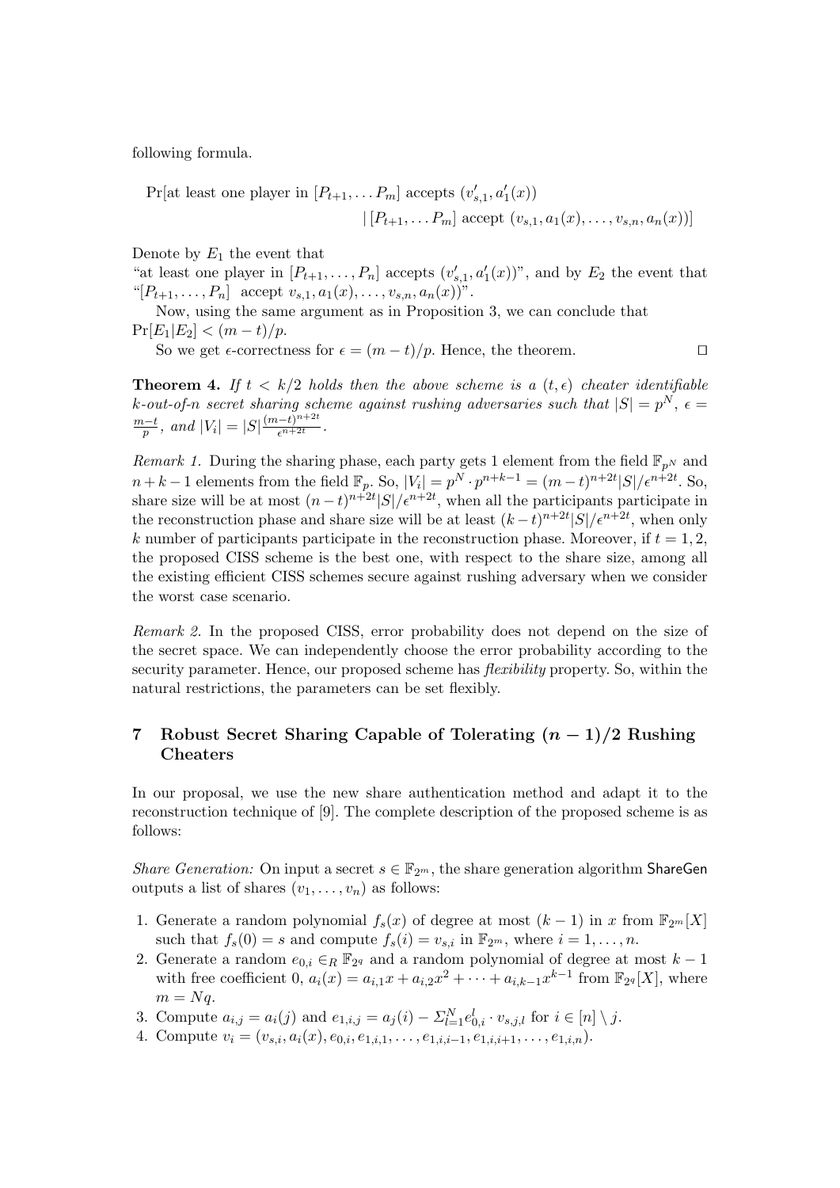following formula.

$$\Pr[\text{at least one player in } [P_{t+1}, \dots P_m] \text{ accepts } (v'_{s,1}, a'_1(x)) \mid [P_{t+1}, \dots P_m] \text{ accept } (v_{s,1}, a_1(x), \dots, v_{s,n}, a_n(x))]$$

Denote by $E_1$ the event that "at least one player in $[P_{t+1}, \dots, P_n]$ accepts $(v'_{s,1}, a'_1(x))$", and by $E_2$ the event that "$[P_{t+1}, \dots, P_n]$ accept $v_{s,1}, a_1(x), \dots, v_{s,n}, a_n(x))$".

Now, using the same argument as in Proposition 3, we can conclude that $\Pr[E_1|E_2] < (m-t)/p$.

So we get $\epsilon$-correctness for $\epsilon = (m-t)/p$. Hence, the theorem. □

**Theorem 4.** *If $t < k/2$ holds then the above scheme is a $(t, \epsilon)$ cheater identifiable $k$-out-of-$n$ secret sharing scheme against rushing adversaries such that $|S| = p^N$, $\epsilon = \frac{m-t}{p}$, and $|V_i| = |S|\frac{(m-t)^{n+2t}}{\epsilon^{n+2t}}$.*

*Remark 1.* During the sharing phase, each party gets 1 element from the field $\mathbb{F}_{p^N}$ and $n+k-1$ elements from the field $\mathbb{F}_p$. So, $|V_i| = p^N \cdot p^{n+k-1} = (m-t)^{n+2t}|S|/\epsilon^{n+2t}$. So, share size will be at most $(n-t)^{n+2t}|S|/\epsilon^{n+2t}$, when all the participants participate in the reconstruction phase and share size will be at least $(k-t)^{n+2t}|S|/\epsilon^{n+2t}$, when only $k$ number of participants participate in the reconstruction phase. Moreover, if $t = 1, 2$, the proposed CISS scheme is the best one, with respect to the share size, among all the existing efficient CISS schemes secure against rushing adversary when we consider the worst case scenario.

*Remark 2.* In the proposed CISS, error probability does not depend on the size of the secret space. We can independently choose the error probability according to the security parameter. Hence, our proposed scheme has *flexibility* property. So, within the natural restrictions, the parameters can be set flexibly.

## 7 Robust Secret Sharing Capable of Tolerating $(n-1)/2$ Rushing Cheaters

In our proposal, we use the new share authentication method and adapt it to the reconstruction technique of [9]. The complete description of the proposed scheme is as follows:

*Share Generation:* On input a secret $s \in \mathbb{F}_{2^m}$, the share generation algorithm ShareGen outputs a list of shares $(v_1, \dots, v_n)$ as follows:

1. Generate a random polynomial $f_s(x)$ of degree at most $(k-1)$ in $x$ from $\mathbb{F}_{2^m}[X]$ such that $f_s(0) = s$ and compute $f_s(i) = v_{s,i}$ in $\mathbb{F}_{2^m}$, where $i = 1, \dots, n$.
2. Generate a random $e_{0,i} \in_R \mathbb{F}_{2^q}$ and a random polynomial of degree at most $k-1$ with free coefficient 0, $a_i(x) = a_{i,1}x + a_{i,2}x^2 + \cdots + a_{i,k-1}x^{k-1}$ from $\mathbb{F}_{2^q}[X]$, where $m = Nq$.
3. Compute $a_{i,j} = a_i(j)$ and $e_{1,i,j} = a_j(i) - \Sigma_{l=1}^{N} e_{0,i}^{l} \cdot v_{s,j,l}$ for $i \in [n] \setminus j$.
4. Compute $v_i = (v_{s,i}, a_i(x), e_{0,i}, e_{1,i,1}, \dots, e_{1,i,i-1}, e_{1,i,i+1}, \dots, e_{1,i,n})$.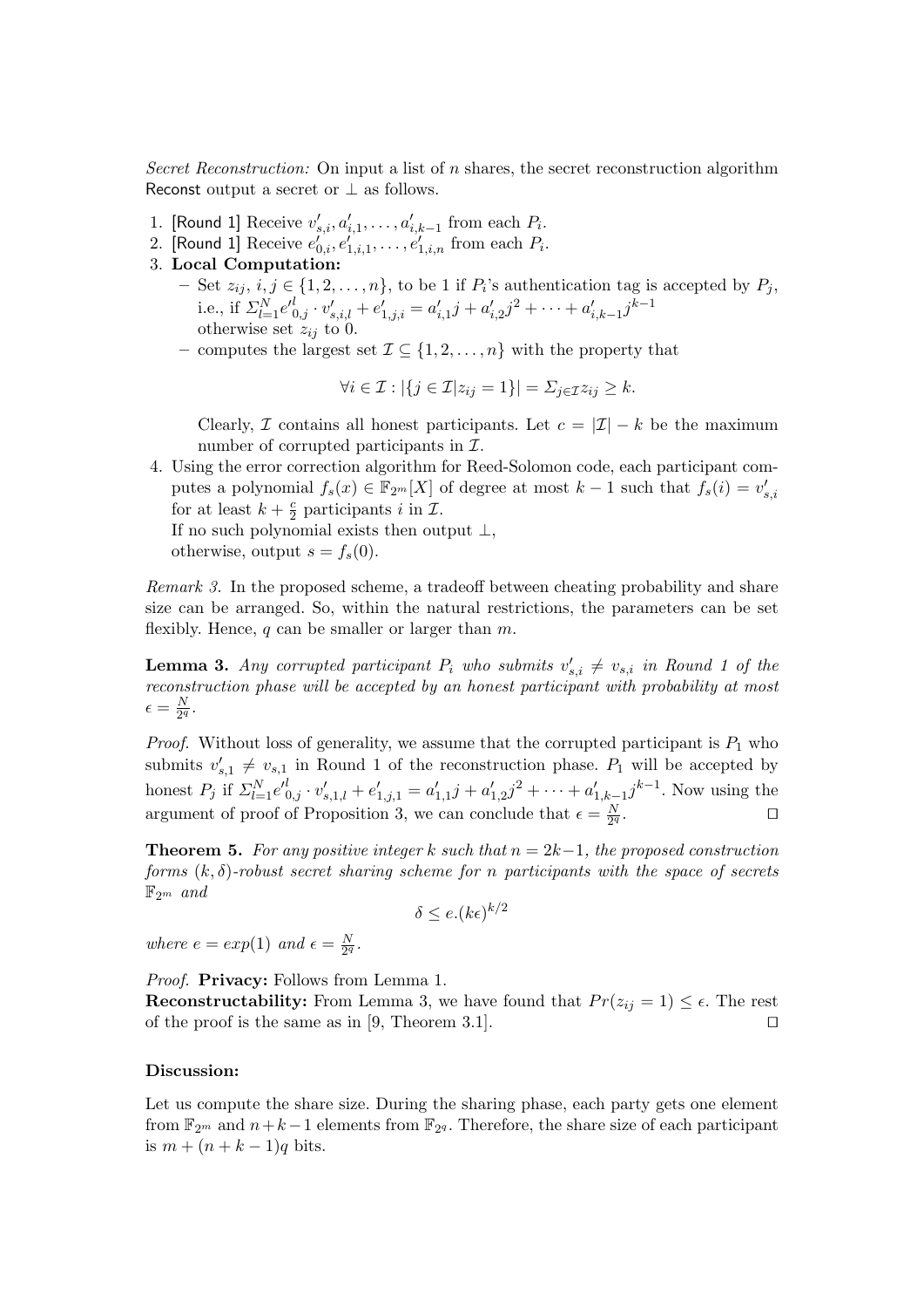*Secret Reconstruction:* On input a list of $n$ shares, the secret reconstruction algorithm Reconst output a secret or $\perp$ as follows.

1. [Round 1] Receive $v'_{s,i}, a'_{i,1}, \ldots, a'_{i,k-1}$ from each $P_i$.
2. [Round 1] Receive $e'_{0,i}, e'_{1,i,1}, \ldots, e'_{1,i,n}$ from each $P_i$.
3. **Local Computation:**
   - Set $z_{ij}$, $i, j \in \{1, 2, \ldots, n\}$, to be 1 if $P_i$'s authentication tag is accepted by $P_j$, i.e., if $\Sigma_{l=1}^{N} e'^{l}_{0,j} \cdot v'_{s,i,l} + e'_{1,j,i} = a'_{i,1}j + a'_{i,2}j^2 + \cdots + a'_{i,k-1}j^{k-1}$ otherwise set $z_{ij}$ to 0.
   - computes the largest set $\mathcal{I} \subseteq \{1, 2, \ldots, n\}$ with the property that

   $$\forall i \in \mathcal{I} : |\{j \in \mathcal{I} | z_{ij} = 1\}| = \Sigma_{j \in \mathcal{I}} z_{ij} \geq k.$$

   Clearly, $\mathcal{I}$ contains all honest participants. Let $c = |\mathcal{I}| - k$ be the maximum number of corrupted participants in $\mathcal{I}$.
4. Using the error correction algorithm for Reed-Solomon code, each participant computes a polynomial $f_s(x) \in \mathbb{F}_{2^m}[X]$ of degree at most $k-1$ such that $f_s(i) = v'_{s,i}$ for at least $k + \frac{c}{2}$ participants $i$ in $\mathcal{I}$.
   If no such polynomial exists then output $\perp$,
   otherwise, output $s = f_s(0)$.

*Remark 3.* In the proposed scheme, a tradeoff between cheating probability and share size can be arranged. So, within the natural restrictions, the parameters can be set flexibly. Hence, $q$ can be smaller or larger than $m$.

**Lemma 3.** *Any corrupted participant $P_i$ who submits $v'_{s,i} \neq v_{s,i}$ in Round 1 of the reconstruction phase will be accepted by an honest participant with probability at most $\epsilon = \frac{N}{2^q}$.*

*Proof.* Without loss of generality, we assume that the corrupted participant is $P_1$ who submits $v'_{s,1} \neq v_{s,1}$ in Round 1 of the reconstruction phase. $P_1$ will be accepted by honest $P_j$ if $\Sigma_{l=1}^{N} e'^{l}_{0,j} \cdot v'_{s,1,l} + e'_{1,j,1} = a'_{1,1}j + a'_{1,2}j^2 + \cdots + a'_{1,k-1}j^{k-1}$. Now using the argument of proof of Proposition 3, we can conclude that $\epsilon = \frac{N}{2^q}$. $\square$

**Theorem 5.** *For any positive integer $k$ such that $n = 2k-1$, the proposed construction forms $(k, \delta)$-robust secret sharing scheme for $n$ participants with the space of secrets $\mathbb{F}_{2^m}$ and*

$$\delta \leq e.(k\epsilon)^{k/2}$$

*where $e = exp(1)$ and $\epsilon = \frac{N}{2^q}$.*

*Proof.* **Privacy:** Follows from Lemma 1.
**Reconstructability:** From Lemma 3, we have found that $Pr(z_{ij} = 1) \leq \epsilon$. The rest of the proof is the same as in [9, Theorem 3.1]. $\square$

**Discussion:**

Let us compute the share size. During the sharing phase, each party gets one element from $\mathbb{F}_{2^m}$ and $n+k-1$ elements from $\mathbb{F}_{2^q}$. Therefore, the share size of each participant is $m + (n + k - 1)q$ bits.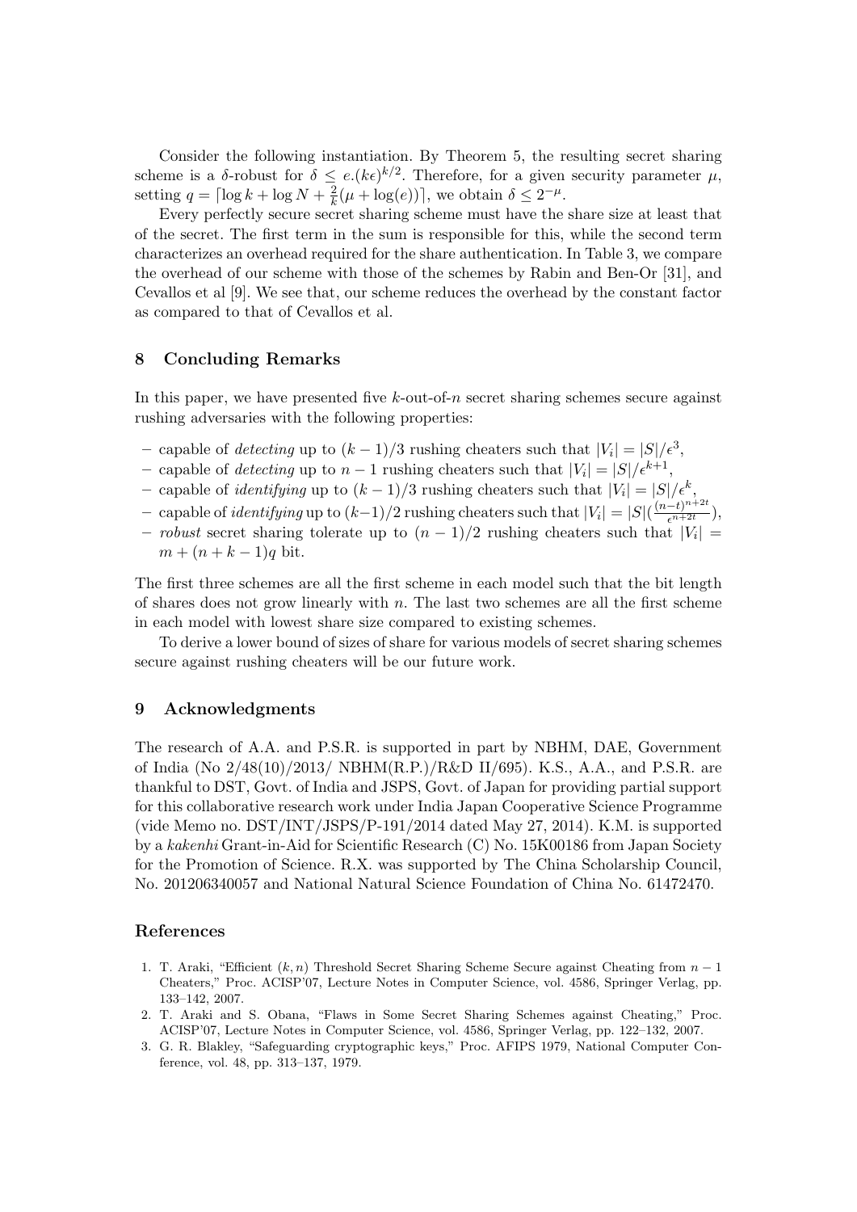Consider the following instantiation. By Theorem 5, the resulting secret sharing scheme is a $\delta$-robust for $\delta \leq e.(k\epsilon)^{k/2}$. Therefore, for a given security parameter $\mu$, setting $q = \lceil \log k + \log N + \frac{2}{k}(\mu + \log(e)) \rceil$, we obtain $\delta \leq 2^{-\mu}$.

Every perfectly secure secret sharing scheme must have the share size at least that of the secret. The first term in the sum is responsible for this, while the second term characterizes an overhead required for the share authentication. In Table 3, we compare the overhead of our scheme with those of the schemes by Rabin and Ben-Or [31], and Cevallos et al [9]. We see that, our scheme reduces the overhead by the constant factor as compared to that of Cevallos et al.

## 8 Concluding Remarks

In this paper, we have presented five $k$-out-of-$n$ secret sharing schemes secure against rushing adversaries with the following properties:

- capable of *detecting* up to $(k-1)/3$ rushing cheaters such that $|V_i| = |S|/\epsilon^3$,
- capable of *detecting* up to $n-1$ rushing cheaters such that $|V_i| = |S|/\epsilon^{k+1}$,
- capable of *identifying* up to $(k-1)/3$ rushing cheaters such that $|V_i| = |S|/\epsilon^k$,
- capable of *identifying* up to $(k-1)/2$ rushing cheaters such that $|V_i| = |S|(\frac{(n-t)^{n+2t}}{\epsilon^{n+2t}})$,
- *robust* secret sharing tolerate up to $(n-1)/2$ rushing cheaters such that $|V_i| = m + (n+k-1)q$ bit.

The first three schemes are all the first scheme in each model such that the bit length of shares does not grow linearly with $n$. The last two schemes are all the first scheme in each model with lowest share size compared to existing schemes.

To derive a lower bound of sizes of share for various models of secret sharing schemes secure against rushing cheaters will be our future work.

## 9 Acknowledgments

The research of A.A. and P.S.R. is supported in part by NBHM, DAE, Government of India (No 2/48(10)/2013/ NBHM(R.P.)/R&D II/695). K.S., A.A., and P.S.R. are thankful to DST, Govt. of India and JSPS, Govt. of Japan for providing partial support for this collaborative research work under India Japan Cooperative Science Programme (vide Memo no. DST/INT/JSPS/P-191/2014 dated May 27, 2014). K.M. is supported by a *kakenhi* Grant-in-Aid for Scientific Research (C) No. 15K00186 from Japan Society for the Promotion of Science. R.X. was supported by The China Scholarship Council, No. 201206340057 and National Natural Science Foundation of China No. 61472470.

## References

1. T. Araki, "Efficient $(k, n)$ Threshold Secret Sharing Scheme Secure against Cheating from $n-1$ Cheaters," Proc. ACISP'07, Lecture Notes in Computer Science, vol. 4586, Springer Verlag, pp. 133–142, 2007.
2. T. Araki and S. Obana, "Flaws in Some Secret Sharing Schemes against Cheating," Proc. ACISP'07, Lecture Notes in Computer Science, vol. 4586, Springer Verlag, pp. 122–132, 2007.
3. G. R. Blakley, "Safeguarding cryptographic keys," Proc. AFIPS 1979, National Computer Conference, vol. 48, pp. 313–137, 1979.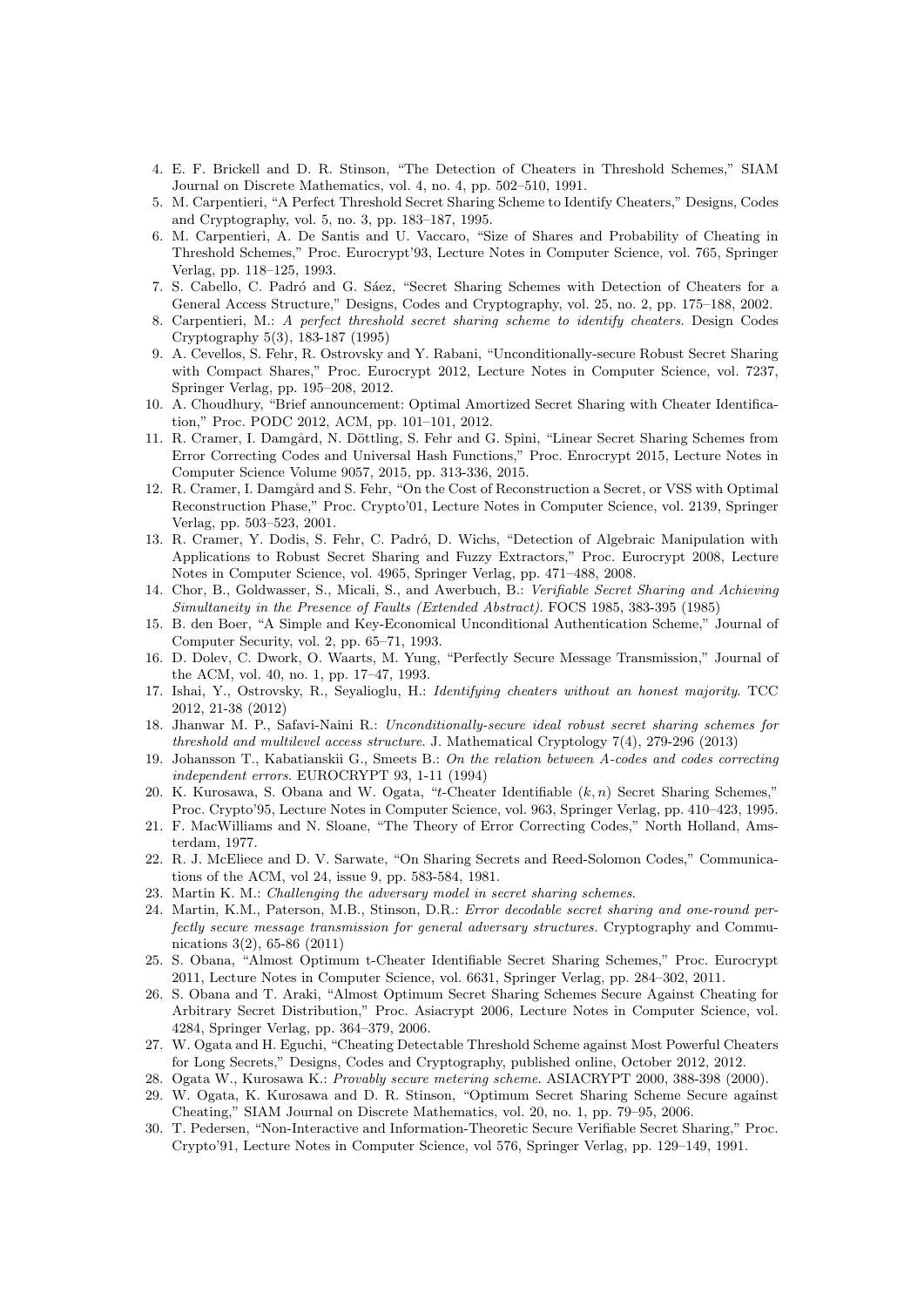4. E. F. Brickell and D. R. Stinson, "The Detection of Cheaters in Threshold Schemes," SIAM Journal on Discrete Mathematics, vol. 4, no. 4, pp. 502–510, 1991.
5. M. Carpentieri, "A Perfect Threshold Secret Sharing Scheme to Identify Cheaters," Designs, Codes and Cryptography, vol. 5, no. 3, pp. 183–187, 1995.
6. M. Carpentieri, A. De Santis and U. Vaccaro, "Size of Shares and Probability of Cheating in Threshold Schemes," Proc. Eurocrypt'93, Lecture Notes in Computer Science, vol. 765, Springer Verlag, pp. 118–125, 1993.
7. S. Cabello, C. Padró and G. Sáez, "Secret Sharing Schemes with Detection of Cheaters for a General Access Structure," Designs, Codes and Cryptography, vol. 25, no. 2, pp. 175–188, 2002.
8. Carpentieri, M.: *A perfect threshold secret sharing scheme to identify cheaters*. Design Codes Cryptography 5(3), 183-187 (1995)
9. A. Cevellos, S. Fehr, R. Ostrovsky and Y. Rabani, "Unconditionally-secure Robust Secret Sharing with Compact Shares," Proc. Eurocrypt 2012, Lecture Notes in Computer Science, vol. 7237, Springer Verlag, pp. 195–208, 2012.
10. A. Choudhury, "Brief announcement: Optimal Amortized Secret Sharing with Cheater Identification," Proc. PODC 2012, ACM, pp. 101–101, 2012.
11. R. Cramer, I. Damgård, N. Döttling, S. Fehr and G. Spini, "Linear Secret Sharing Schemes from Error Correcting Codes and Universal Hash Functions," Proc. Enrocrypt 2015, Lecture Notes in Computer Science Volume 9057, 2015, pp. 313-336, 2015.
12. R. Cramer, I. Damgård and S. Fehr, "On the Cost of Reconstruction a Secret, or VSS with Optimal Reconstruction Phase," Proc. Crypto'01, Lecture Notes in Computer Science, vol. 2139, Springer Verlag, pp. 503–523, 2001.
13. R. Cramer, Y. Dodis, S. Fehr, C. Padró, D. Wichs, "Detection of Algebraic Manipulation with Applications to Robust Secret Sharing and Fuzzy Extractors," Proc. Eurocrypt 2008, Lecture Notes in Computer Science, vol. 4965, Springer Verlag, pp. 471–488, 2008.
14. Chor, B., Goldwasser, S., Micali, S., and Awerbuch, B.: *Verifiable Secret Sharing and Achieving Simultaneity in the Presence of Faults (Extended Abstract)*. FOCS 1985, 383-395 (1985)
15. B. den Boer, "A Simple and Key-Economical Unconditional Authentication Scheme," Journal of Computer Security, vol. 2, pp. 65–71, 1993.
16. D. Dolev, C. Dwork, O. Waarts, M. Yung, "Perfectly Secure Message Transmission," Journal of the ACM, vol. 40, no. 1, pp. 17–47, 1993.
17. Ishai, Y., Ostrovsky, R., Seyalioglu, H.: *Identifying cheaters without an honest majority*. TCC 2012, 21-38 (2012)
18. Jhanwar M. P., Safavi-Naini R.: *Unconditionally-secure ideal robust secret sharing schemes for threshold and multilevel access structure*. J. Mathematical Cryptology 7(4), 279-296 (2013)
19. Johansson T., Kabatianskii G., Smeets B.: *On the relation between A-codes and codes correcting independent errors*. EUROCRYPT 93, 1-11 (1994)
20. K. Kurosawa, S. Obana and W. Ogata, "$t$-Cheater Identifiable $(k, n)$ Secret Sharing Schemes," Proc. Crypto'95, Lecture Notes in Computer Science, vol. 963, Springer Verlag, pp. 410–423, 1995.
21. F. MacWilliams and N. Sloane, "The Theory of Error Correcting Codes," North Holland, Amsterdam, 1977.
22. R. J. McEliece and D. V. Sarwate, "On Sharing Secrets and Reed-Solomon Codes," Communications of the ACM, vol 24, issue 9, pp. 583-584, 1981.
23. Martin K. M.: *Challenging the adversary model in secret sharing schemes*.
24. Martin, K.M., Paterson, M.B., Stinson, D.R.: *Error decodable secret sharing and one-round perfectly secure message transmission for general adversary structures*. Cryptography and Communications 3(2), 65-86 (2011)
25. S. Obana, "Almost Optimum t-Cheater Identifiable Secret Sharing Schemes," Proc. Eurocrypt 2011, Lecture Notes in Computer Science, vol. 6631, Springer Verlag, pp. 284–302, 2011.
26. S. Obana and T. Araki, "Almost Optimum Secret Sharing Schemes Secure Against Cheating for Arbitrary Secret Distribution," Proc. Asiacrypt 2006, Lecture Notes in Computer Science, vol. 4284, Springer Verlag, pp. 364–379, 2006.
27. W. Ogata and H. Eguchi, "Cheating Detectable Threshold Scheme against Most Powerful Cheaters for Long Secrets," Designs, Codes and Cryptography, published online, October 2012, 2012.
28. Ogata W., Kurosawa K.: *Provably secure metering scheme*. ASIACRYPT 2000, 388-398 (2000).
29. W. Ogata, K. Kurosawa and D. R. Stinson, "Optimum Secret Sharing Scheme Secure against Cheating," SIAM Journal on Discrete Mathematics, vol. 20, no. 1, pp. 79–95, 2006.
30. T. Pedersen, "Non-Interactive and Information-Theoretic Secure Verifiable Secret Sharing," Proc. Crypto'91, Lecture Notes in Computer Science, vol 576, Springer Verlag, pp. 129–149, 1991.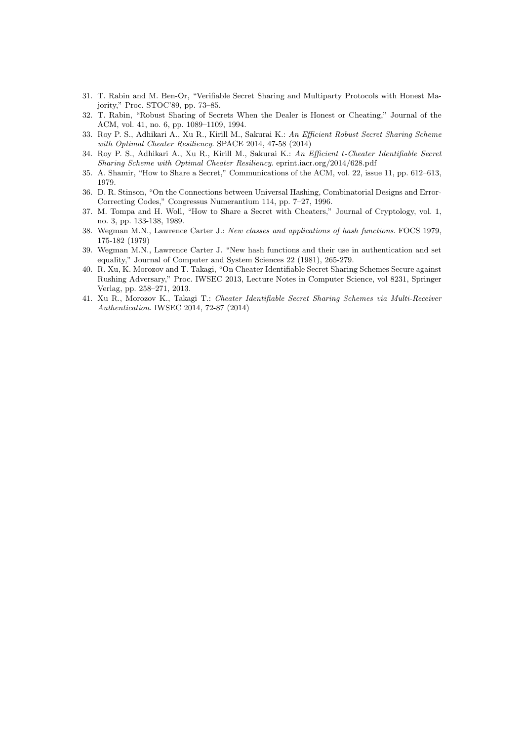31. T. Rabin and M. Ben-Or, "Verifiable Secret Sharing and Multiparty Protocols with Honest Majority," Proc. STOC'89, pp. 73–85.
32. T. Rabin, "Robust Sharing of Secrets When the Dealer is Honest or Cheating," Journal of the ACM, vol. 41, no. 6, pp. 1089–1109, 1994.
33. Roy P. S., Adhikari A., Xu R., Kirill M., Sakurai K.: *An Efficient Robust Secret Sharing Scheme with Optimal Cheater Resiliency*. SPACE 2014, 47-58 (2014)
34. Roy P. S., Adhikari A., Xu R., Kirill M., Sakurai K.: *An Efficient t-Cheater Identifiable Secret Sharing Scheme with Optimal Cheater Resiliency*. eprint.iacr.org/2014/628.pdf
35. A. Shamir, "How to Share a Secret," Communications of the ACM, vol. 22, issue 11, pp. 612–613, 1979.
36. D. R. Stinson, "On the Connections between Universal Hashing, Combinatorial Designs and Error-Correcting Codes," Congressus Numerantium 114, pp. 7–27, 1996.
37. M. Tompa and H. Woll, "How to Share a Secret with Cheaters," Journal of Cryptology, vol. 1, no. 3, pp. 133-138, 1989.
38. Wegman M.N., Lawrence Carter J.: *New classes and applications of hash functions*. FOCS 1979, 175-182 (1979)
39. Wegman M.N., Lawrence Carter J. "New hash functions and their use in authentication and set equality," Journal of Computer and System Sciences 22 (1981), 265-279.
40. R. Xu, K. Morozov and T. Takagi, "On Cheater Identifiable Secret Sharing Schemes Secure against Rushing Adversary," Proc. IWSEC 2013, Lecture Notes in Computer Science, vol 8231, Springer Verlag, pp. 258–271, 2013.
41. Xu R., Morozov K., Takagi T.: *Cheater Identifiable Secret Sharing Schemes via Multi-Receiver Authentication*. IWSEC 2014, 72-87 (2014)